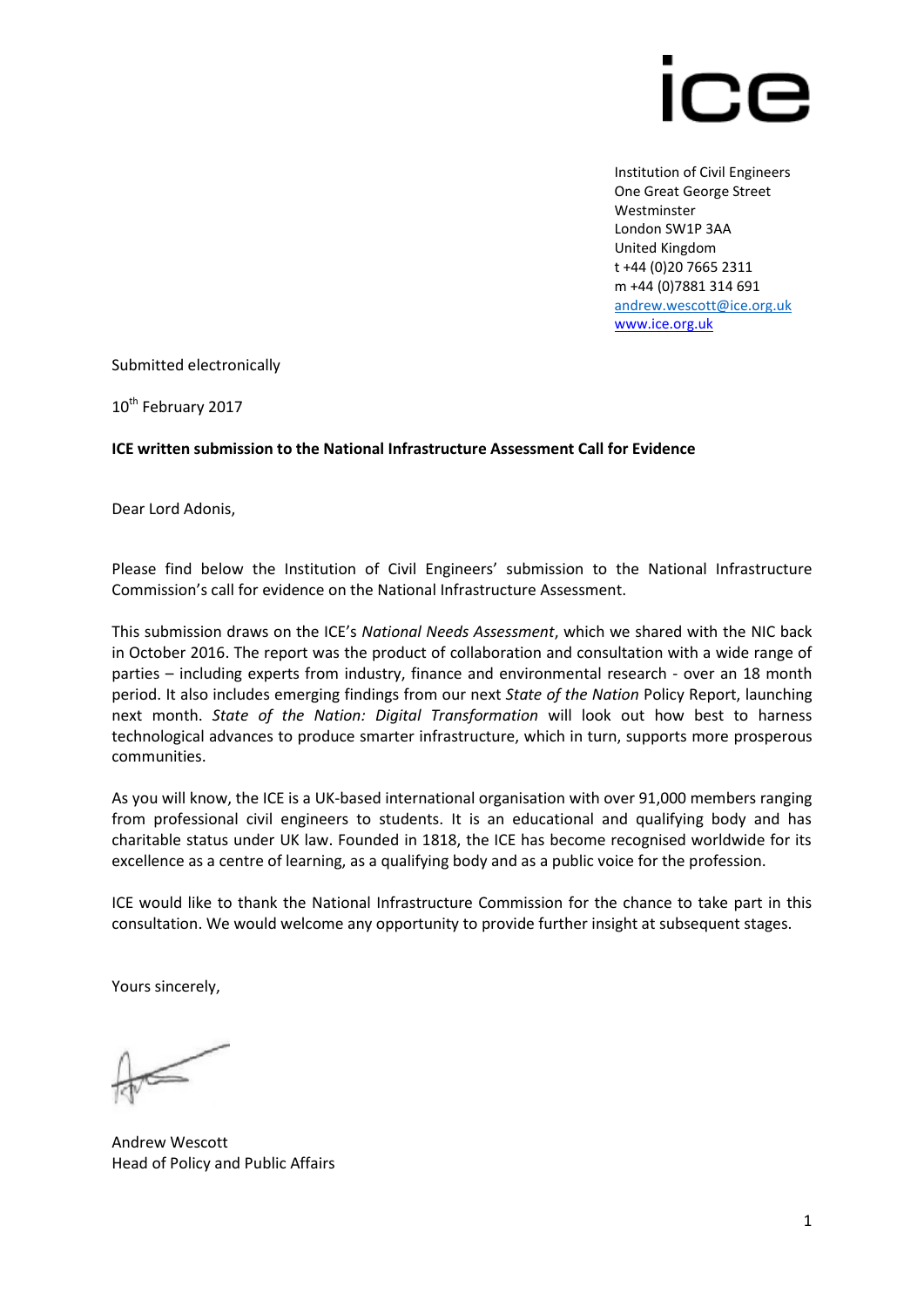ice

Institution of Civil Engineers
One Great George Street
Westminster
London SW1P 3AA
United Kingdom
t +44 (0)20 7665 2311
m +44 (0)7881 314 691
andrew.wescott@ice.org.uk
www.ice.org.uk

Submitted electronically

10th February 2017

**ICE written submission to the National Infrastructure Assessment Call for Evidence**

Dear Lord Adonis,

Please find below the Institution of Civil Engineers' submission to the National Infrastructure Commission's call for evidence on the National Infrastructure Assessment.

This submission draws on the ICE's *National Needs Assessment*, which we shared with the NIC back in October 2016. The report was the product of collaboration and consultation with a wide range of parties – including experts from industry, finance and environmental research - over an 18 month period. It also includes emerging findings from our next *State of the Nation* Policy Report, launching next month. *State of the Nation: Digital Transformation* will look out how best to harness technological advances to produce smarter infrastructure, which in turn, supports more prosperous communities.

As you will know, the ICE is a UK-based international organisation with over 91,000 members ranging from professional civil engineers to students. It is an educational and qualifying body and has charitable status under UK law. Founded in 1818, the ICE has become recognised worldwide for its excellence as a centre of learning, as a qualifying body and as a public voice for the profession.

ICE would like to thank the National Infrastructure Commission for the chance to take part in this consultation. We would welcome any opportunity to provide further insight at subsequent stages.

Yours sincerely,

Andrew Wescott
Head of Policy and Public Affairs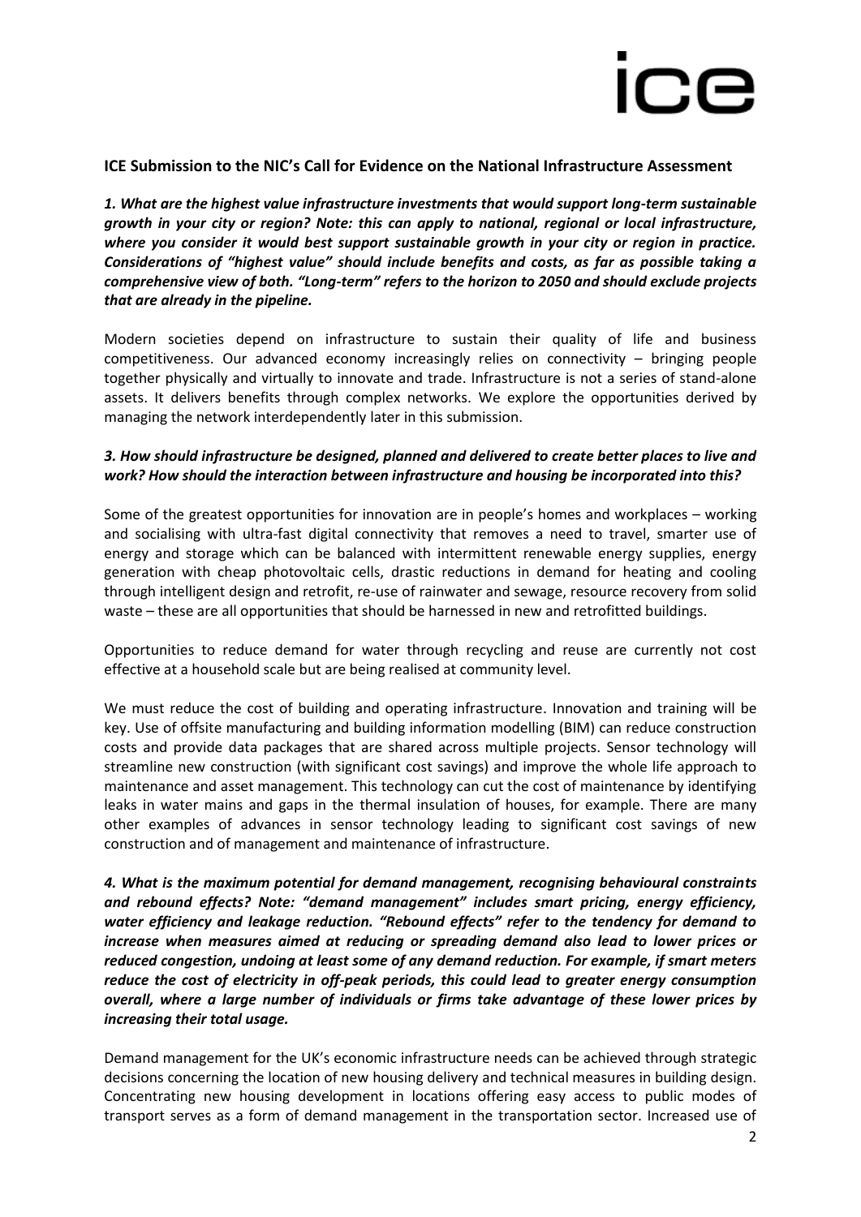## ICE Submission to the NIC's Call for Evidence on the National Infrastructure Assessment

***1. What are the highest value infrastructure investments that would support long-term sustainable growth in your city or region? Note: this can apply to national, regional or local infrastructure, where you consider it would best support sustainable growth in your city or region in practice. Considerations of "highest value" should include benefits and costs, as far as possible taking a comprehensive view of both. "Long-term" refers to the horizon to 2050 and should exclude projects that are already in the pipeline.***

Modern societies depend on infrastructure to sustain their quality of life and business competitiveness. Our advanced economy increasingly relies on connectivity – bringing people together physically and virtually to innovate and trade. Infrastructure is not a series of stand-alone assets. It delivers benefits through complex networks. We explore the opportunities derived by managing the network interdependently later in this submission.

***3. How should infrastructure be designed, planned and delivered to create better places to live and work? How should the interaction between infrastructure and housing be incorporated into this?***

Some of the greatest opportunities for innovation are in people's homes and workplaces – working and socialising with ultra-fast digital connectivity that removes a need to travel, smarter use of energy and storage which can be balanced with intermittent renewable energy supplies, energy generation with cheap photovoltaic cells, drastic reductions in demand for heating and cooling through intelligent design and retrofit, re-use of rainwater and sewage, resource recovery from solid waste – these are all opportunities that should be harnessed in new and retrofitted buildings.

Opportunities to reduce demand for water through recycling and reuse are currently not cost effective at a household scale but are being realised at community level.

We must reduce the cost of building and operating infrastructure. Innovation and training will be key. Use of offsite manufacturing and building information modelling (BIM) can reduce construction costs and provide data packages that are shared across multiple projects. Sensor technology will streamline new construction (with significant cost savings) and improve the whole life approach to maintenance and asset management. This technology can cut the cost of maintenance by identifying leaks in water mains and gaps in the thermal insulation of houses, for example. There are many other examples of advances in sensor technology leading to significant cost savings of new construction and of management and maintenance of infrastructure.

***4. What is the maximum potential for demand management, recognising behavioural constraints and rebound effects? Note: "demand management" includes smart pricing, energy efficiency, water efficiency and leakage reduction. "Rebound effects" refer to the tendency for demand to increase when measures aimed at reducing or spreading demand also lead to lower prices or reduced congestion, undoing at least some of any demand reduction. For example, if smart meters reduce the cost of electricity in off-peak periods, this could lead to greater energy consumption overall, where a large number of individuals or firms take advantage of these lower prices by increasing their total usage.***

Demand management for the UK's economic infrastructure needs can be achieved through strategic decisions concerning the location of new housing delivery and technical measures in building design. Concentrating new housing development in locations offering easy access to public modes of transport serves as a form of demand management in the transportation sector. Increased use of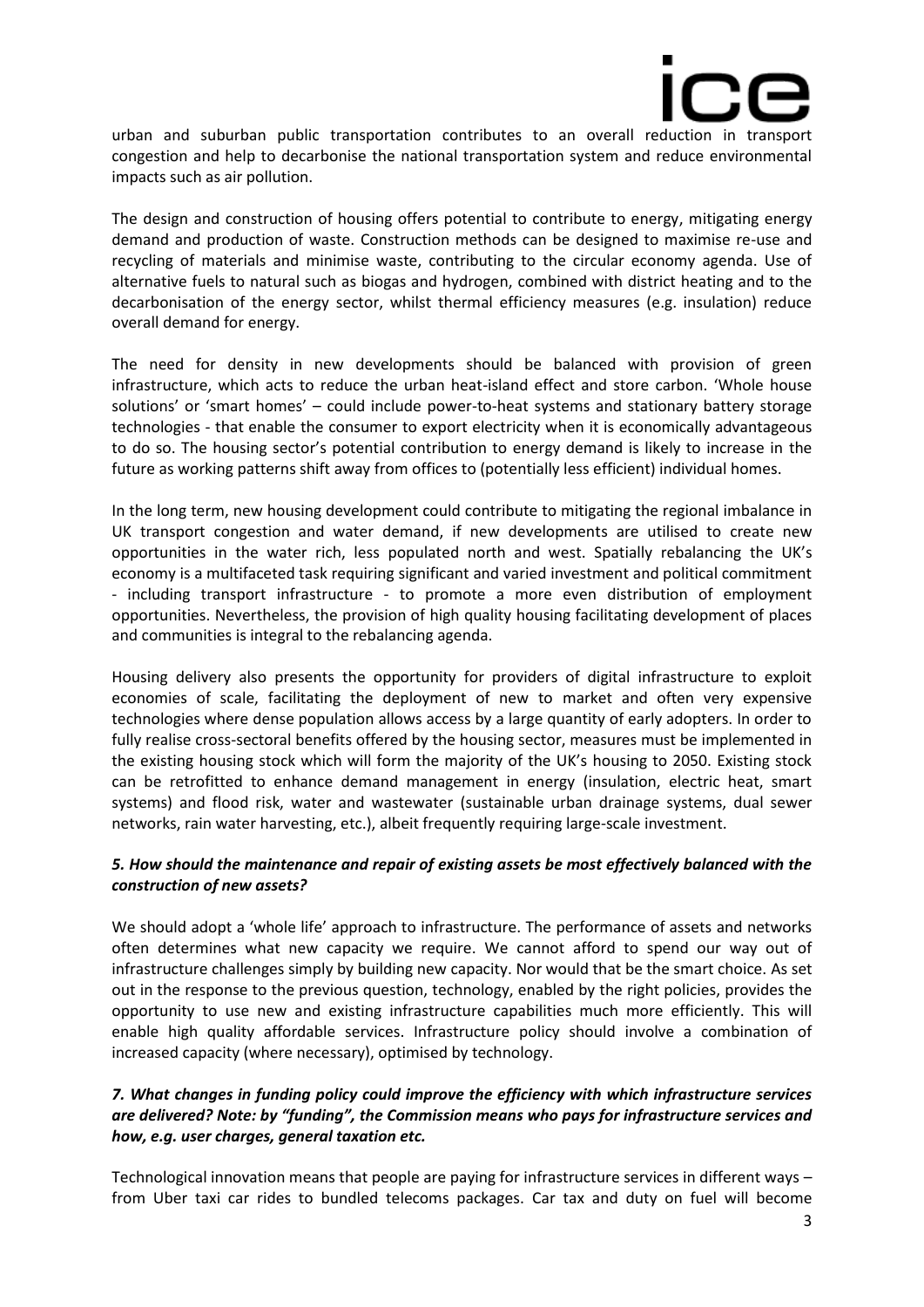urban and suburban public transportation contributes to an overall reduction in transport congestion and help to decarbonise the national transportation system and reduce environmental impacts such as air pollution.

The design and construction of housing offers potential to contribute to energy, mitigating energy demand and production of waste. Construction methods can be designed to maximise re-use and recycling of materials and minimise waste, contributing to the circular economy agenda. Use of alternative fuels to natural such as biogas and hydrogen, combined with district heating and to the decarbonisation of the energy sector, whilst thermal efficiency measures (e.g. insulation) reduce overall demand for energy.

The need for density in new developments should be balanced with provision of green infrastructure, which acts to reduce the urban heat-island effect and store carbon. 'Whole house solutions' or 'smart homes' – could include power-to-heat systems and stationary battery storage technologies - that enable the consumer to export electricity when it is economically advantageous to do so. The housing sector's potential contribution to energy demand is likely to increase in the future as working patterns shift away from offices to (potentially less efficient) individual homes.

In the long term, new housing development could contribute to mitigating the regional imbalance in UK transport congestion and water demand, if new developments are utilised to create new opportunities in the water rich, less populated north and west. Spatially rebalancing the UK's economy is a multifaceted task requiring significant and varied investment and political commitment - including transport infrastructure - to promote a more even distribution of employment opportunities. Nevertheless, the provision of high quality housing facilitating development of places and communities is integral to the rebalancing agenda.

Housing delivery also presents the opportunity for providers of digital infrastructure to exploit economies of scale, facilitating the deployment of new to market and often very expensive technologies where dense population allows access by a large quantity of early adopters. In order to fully realise cross-sectoral benefits offered by the housing sector, measures must be implemented in the existing housing stock which will form the majority of the UK's housing to 2050. Existing stock can be retrofitted to enhance demand management in energy (insulation, electric heat, smart systems) and flood risk, water and wastewater (sustainable urban drainage systems, dual sewer networks, rain water harvesting, etc.), albeit frequently requiring large-scale investment.

### *5. How should the maintenance and repair of existing assets be most effectively balanced with the construction of new assets?*

We should adopt a 'whole life' approach to infrastructure. The performance of assets and networks often determines what new capacity we require. We cannot afford to spend our way out of infrastructure challenges simply by building new capacity. Nor would that be the smart choice. As set out in the response to the previous question, technology, enabled by the right policies, provides the opportunity to use new and existing infrastructure capabilities much more efficiently. This will enable high quality affordable services. Infrastructure policy should involve a combination of increased capacity (where necessary), optimised by technology.

### *7. What changes in funding policy could improve the efficiency with which infrastructure services are delivered? Note: by "funding", the Commission means who pays for infrastructure services and how, e.g. user charges, general taxation etc.*

Technological innovation means that people are paying for infrastructure services in different ways – from Uber taxi car rides to bundled telecoms packages. Car tax and duty on fuel will become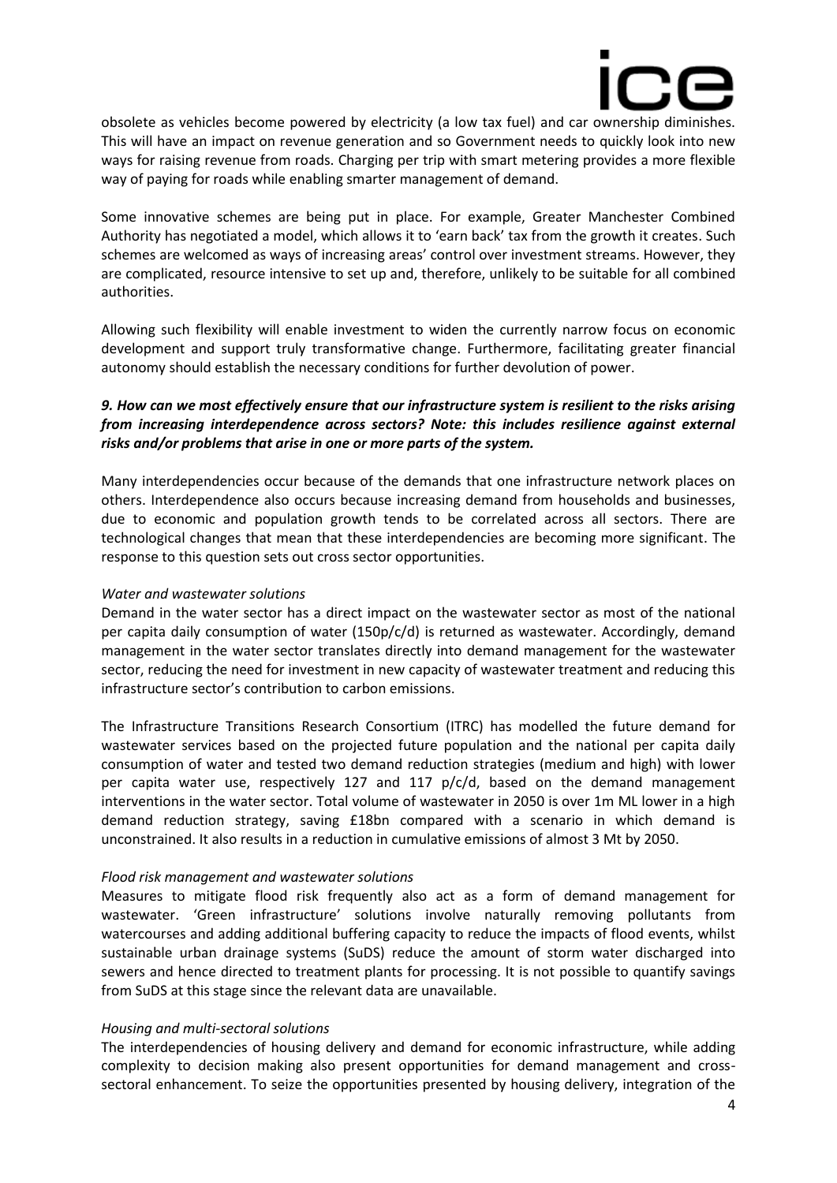obsolete as vehicles become powered by electricity (a low tax fuel) and car ownership diminishes. This will have an impact on revenue generation and so Government needs to quickly look into new ways for raising revenue from roads. Charging per trip with smart metering provides a more flexible way of paying for roads while enabling smarter management of demand.

Some innovative schemes are being put in place. For example, Greater Manchester Combined Authority has negotiated a model, which allows it to 'earn back' tax from the growth it creates. Such schemes are welcomed as ways of increasing areas' control over investment streams. However, they are complicated, resource intensive to set up and, therefore, unlikely to be suitable for all combined authorities.

Allowing such flexibility will enable investment to widen the currently narrow focus on economic development and support truly transformative change. Furthermore, facilitating greater financial autonomy should establish the necessary conditions for further devolution of power.

***9. How can we most effectively ensure that our infrastructure system is resilient to the risks arising from increasing interdependence across sectors? Note: this includes resilience against external risks and/or problems that arise in one or more parts of the system.***

Many interdependencies occur because of the demands that one infrastructure network places on others. Interdependence also occurs because increasing demand from households and businesses, due to economic and population growth tends to be correlated across all sectors. There are technological changes that mean that these interdependencies are becoming more significant. The response to this question sets out cross sector opportunities.

*Water and wastewater solutions*

Demand in the water sector has a direct impact on the wastewater sector as most of the national per capita daily consumption of water (150p/c/d) is returned as wastewater. Accordingly, demand management in the water sector translates directly into demand management for the wastewater sector, reducing the need for investment in new capacity of wastewater treatment and reducing this infrastructure sector's contribution to carbon emissions.

The Infrastructure Transitions Research Consortium (ITRC) has modelled the future demand for wastewater services based on the projected future population and the national per capita daily consumption of water and tested two demand reduction strategies (medium and high) with lower per capita water use, respectively 127 and 117 p/c/d, based on the demand management interventions in the water sector. Total volume of wastewater in 2050 is over 1m ML lower in a high demand reduction strategy, saving £18bn compared with a scenario in which demand is unconstrained. It also results in a reduction in cumulative emissions of almost 3 Mt by 2050.

*Flood risk management and wastewater solutions*

Measures to mitigate flood risk frequently also act as a form of demand management for wastewater. 'Green infrastructure' solutions involve naturally removing pollutants from watercourses and adding additional buffering capacity to reduce the impacts of flood events, whilst sustainable urban drainage systems (SuDS) reduce the amount of storm water discharged into sewers and hence directed to treatment plants for processing. It is not possible to quantify savings from SuDS at this stage since the relevant data are unavailable.

*Housing and multi-sectoral solutions*

The interdependencies of housing delivery and demand for economic infrastructure, while adding complexity to decision making also present opportunities for demand management and cross-sectoral enhancement. To seize the opportunities presented by housing delivery, integration of the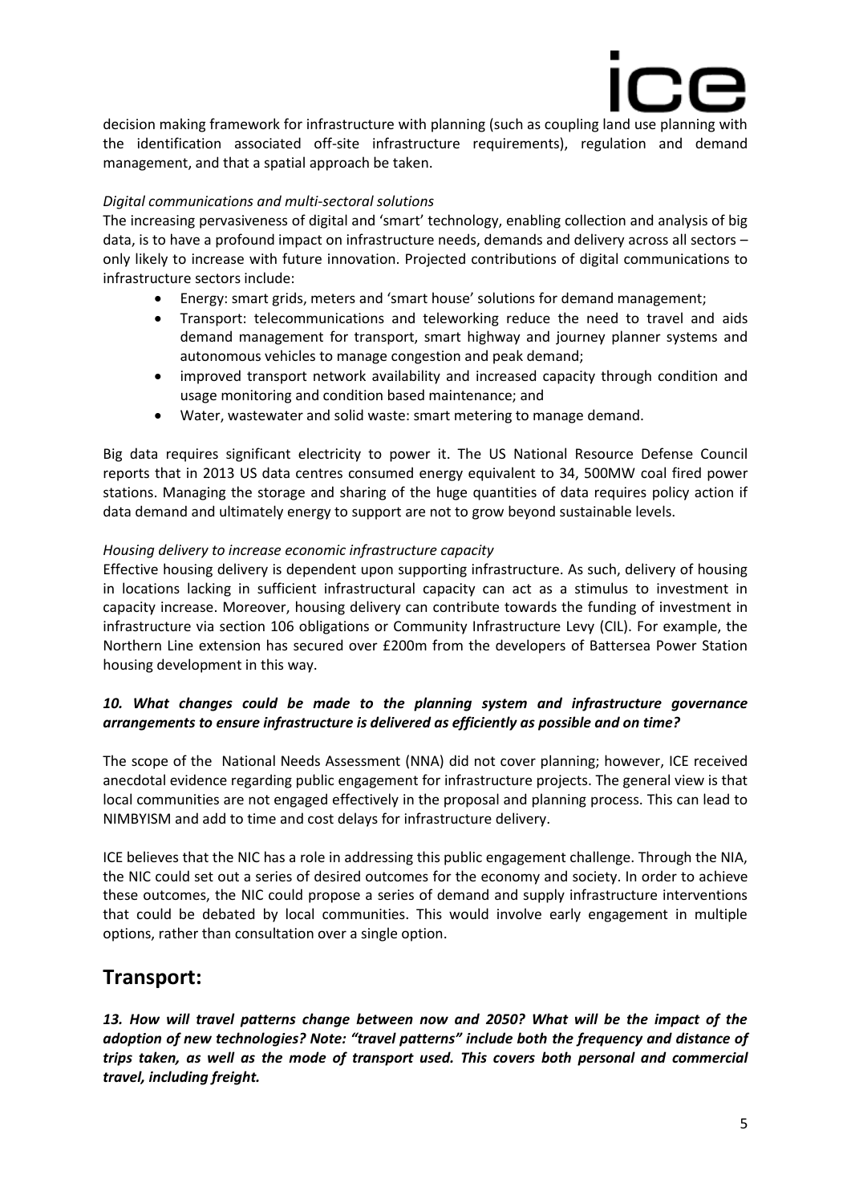decision making framework for infrastructure with planning (such as coupling land use planning with the identification associated off-site infrastructure requirements), regulation and demand management, and that a spatial approach be taken.

*Digital communications and multi-sectoral solutions*

The increasing pervasiveness of digital and 'smart' technology, enabling collection and analysis of big data, is to have a profound impact on infrastructure needs, demands and delivery across all sectors – only likely to increase with future innovation. Projected contributions of digital communications to infrastructure sectors include:

- Energy: smart grids, meters and 'smart house' solutions for demand management;
- Transport: telecommunications and teleworking reduce the need to travel and aids demand management for transport, smart highway and journey planner systems and autonomous vehicles to manage congestion and peak demand;
- improved transport network availability and increased capacity through condition and usage monitoring and condition based maintenance; and
- Water, wastewater and solid waste: smart metering to manage demand.

Big data requires significant electricity to power it. The US National Resource Defense Council reports that in 2013 US data centres consumed energy equivalent to 34, 500MW coal fired power stations. Managing the storage and sharing of the huge quantities of data requires policy action if data demand and ultimately energy to support are not to grow beyond sustainable levels.

*Housing delivery to increase economic infrastructure capacity*

Effective housing delivery is dependent upon supporting infrastructure. As such, delivery of housing in locations lacking in sufficient infrastructural capacity can act as a stimulus to investment in capacity increase. Moreover, housing delivery can contribute towards the funding of investment in infrastructure via section 106 obligations or Community Infrastructure Levy (CIL). For example, the Northern Line extension has secured over £200m from the developers of Battersea Power Station housing development in this way.

***10. What changes could be made to the planning system and infrastructure governance arrangements to ensure infrastructure is delivered as efficiently as possible and on time?***

The scope of the National Needs Assessment (NNA) did not cover planning; however, ICE received anecdotal evidence regarding public engagement for infrastructure projects. The general view is that local communities are not engaged effectively in the proposal and planning process. This can lead to NIMBYISM and add to time and cost delays for infrastructure delivery.

ICE believes that the NIC has a role in addressing this public engagement challenge. Through the NIA, the NIC could set out a series of desired outcomes for the economy and society. In order to achieve these outcomes, the NIC could propose a series of demand and supply infrastructure interventions that could be debated by local communities. This would involve early engagement in multiple options, rather than consultation over a single option.

## Transport:

***13. How will travel patterns change between now and 2050? What will be the impact of the adoption of new technologies? Note: "travel patterns" include both the frequency and distance of trips taken, as well as the mode of transport used. This covers both personal and commercial travel, including freight.***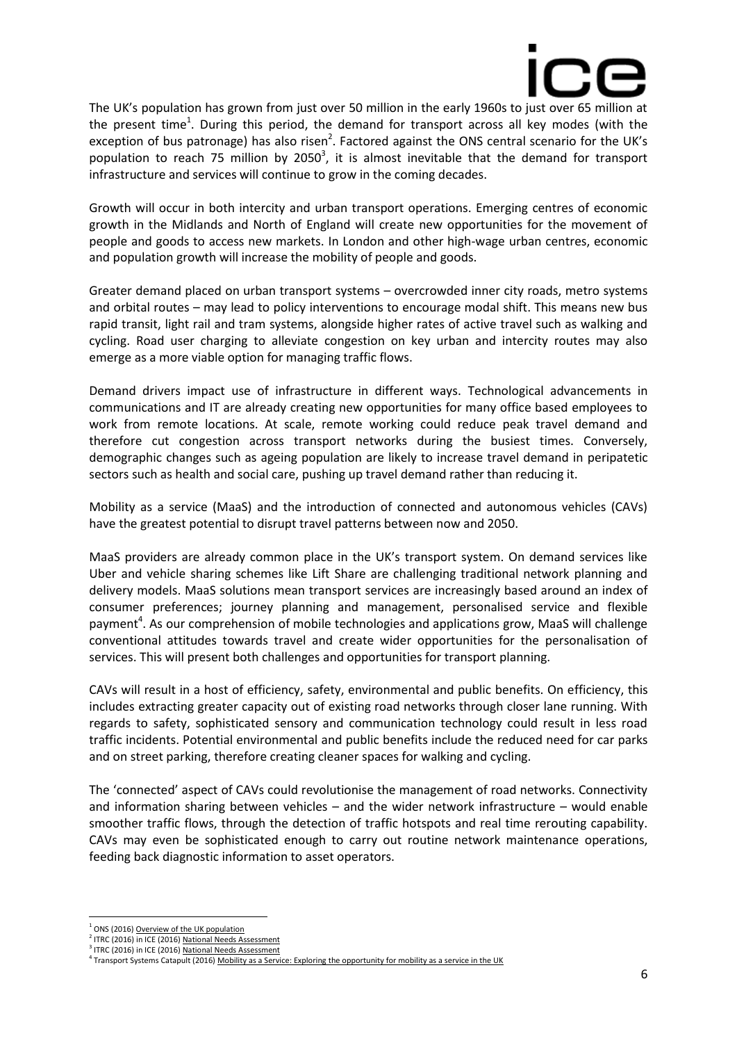The UK's population has grown from just over 50 million in the early 1960s to just over 65 million at the present time[1]. During this period, the demand for transport across all key modes (with the exception of bus patronage) has also risen[2]. Factored against the ONS central scenario for the UK's population to reach 75 million by 2050[3], it is almost inevitable that the demand for transport infrastructure and services will continue to grow in the coming decades.

Growth will occur in both intercity and urban transport operations. Emerging centres of economic growth in the Midlands and North of England will create new opportunities for the movement of people and goods to access new markets. In London and other high-wage urban centres, economic and population growth will increase the mobility of people and goods.

Greater demand placed on urban transport systems – overcrowded inner city roads, metro systems and orbital routes – may lead to policy interventions to encourage modal shift. This means new bus rapid transit, light rail and tram systems, alongside higher rates of active travel such as walking and cycling. Road user charging to alleviate congestion on key urban and intercity routes may also emerge as a more viable option for managing traffic flows.

Demand drivers impact use of infrastructure in different ways. Technological advancements in communications and IT are already creating new opportunities for many office based employees to work from remote locations. At scale, remote working could reduce peak travel demand and therefore cut congestion across transport networks during the busiest times. Conversely, demographic changes such as ageing population are likely to increase travel demand in peripatetic sectors such as health and social care, pushing up travel demand rather than reducing it.

Mobility as a service (MaaS) and the introduction of connected and autonomous vehicles (CAVs) have the greatest potential to disrupt travel patterns between now and 2050.

MaaS providers are already common place in the UK's transport system. On demand services like Uber and vehicle sharing schemes like Lift Share are challenging traditional network planning and delivery models. MaaS solutions mean transport services are increasingly based around an index of consumer preferences; journey planning and management, personalised service and flexible payment[4]. As our comprehension of mobile technologies and applications grow, MaaS will challenge conventional attitudes towards travel and create wider opportunities for the personalisation of services. This will present both challenges and opportunities for transport planning.

CAVs will result in a host of efficiency, safety, environmental and public benefits. On efficiency, this includes extracting greater capacity out of existing road networks through closer lane running. With regards to safety, sophisticated sensory and communication technology could result in less road traffic incidents. Potential environmental and public benefits include the reduced need for car parks and on street parking, therefore creating cleaner spaces for walking and cycling.

The 'connected' aspect of CAVs could revolutionise the management of road networks. Connectivity and information sharing between vehicles – and the wider network infrastructure – would enable smoother traffic flows, through the detection of traffic hotspots and real time rerouting capability. CAVs may even be sophisticated enough to carry out routine network maintenance operations, feeding back diagnostic information to asset operators.

---

[1] ONS (2016) Overview of the UK population

[2] ITRC (2016) in ICE (2016) National Needs Assessment

[3] ITRC (2016) in ICE (2016) National Needs Assessment

[4] Transport Systems Catapult (2016) Mobility as a Service: Exploring the opportunity for mobility as a service in the UK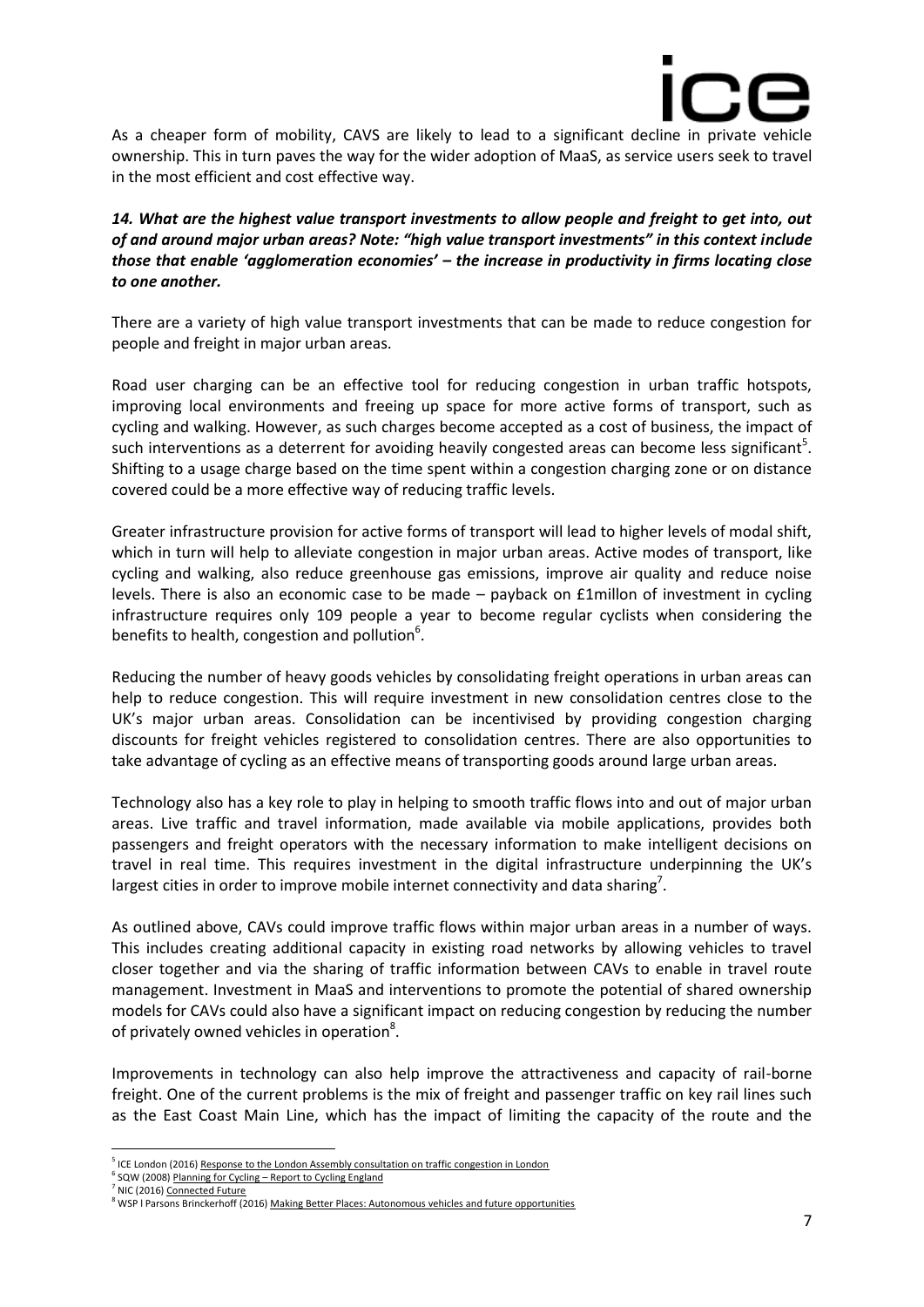As a cheaper form of mobility, CAVS are likely to lead to a significant decline in private vehicle ownership. This in turn paves the way for the wider adoption of MaaS, as service users seek to travel in the most efficient and cost effective way.

***14. What are the highest value transport investments to allow people and freight to get into, out of and around major urban areas? Note: "high value transport investments" in this context include those that enable 'agglomeration economies' – the increase in productivity in firms locating close to one another.***

There are a variety of high value transport investments that can be made to reduce congestion for people and freight in major urban areas.

Road user charging can be an effective tool for reducing congestion in urban traffic hotspots, improving local environments and freeing up space for more active forms of transport, such as cycling and walking. However, as such charges become accepted as a cost of business, the impact of such interventions as a deterrent for avoiding heavily congested areas can become less significant[5]. Shifting to a usage charge based on the time spent within a congestion charging zone or on distance covered could be a more effective way of reducing traffic levels.

Greater infrastructure provision for active forms of transport will lead to higher levels of modal shift, which in turn will help to alleviate congestion in major urban areas. Active modes of transport, like cycling and walking, also reduce greenhouse gas emissions, improve air quality and reduce noise levels. There is also an economic case to be made – payback on £1millon of investment in cycling infrastructure requires only 109 people a year to become regular cyclists when considering the benefits to health, congestion and pollution[6].

Reducing the number of heavy goods vehicles by consolidating freight operations in urban areas can help to reduce congestion. This will require investment in new consolidation centres close to the UK's major urban areas. Consolidation can be incentivised by providing congestion charging discounts for freight vehicles registered to consolidation centres. There are also opportunities to take advantage of cycling as an effective means of transporting goods around large urban areas.

Technology also has a key role to play in helping to smooth traffic flows into and out of major urban areas. Live traffic and travel information, made available via mobile applications, provides both passengers and freight operators with the necessary information to make intelligent decisions on travel in real time. This requires investment in the digital infrastructure underpinning the UK's largest cities in order to improve mobile internet connectivity and data sharing[7].

As outlined above, CAVs could improve traffic flows within major urban areas in a number of ways. This includes creating additional capacity in existing road networks by allowing vehicles to travel closer together and via the sharing of traffic information between CAVs to enable in travel route management. Investment in MaaS and interventions to promote the potential of shared ownership models for CAVs could also have a significant impact on reducing congestion by reducing the number of privately owned vehicles in operation[8].

Improvements in technology can also help improve the attractiveness and capacity of rail-borne freight. One of the current problems is the mix of freight and passenger traffic on key rail lines such as the East Coast Main Line, which has the impact of limiting the capacity of the route and the

---

[5] ICE London (2016) Response to the London Assembly consultation on traffic congestion in London

[6] SQW (2008) Planning for Cycling – Report to Cycling England

[7] NIC (2016) Connected Future

[8] WSP I Parsons Brinckerhoff (2016) Making Better Places: Autonomous vehicles and future opportunities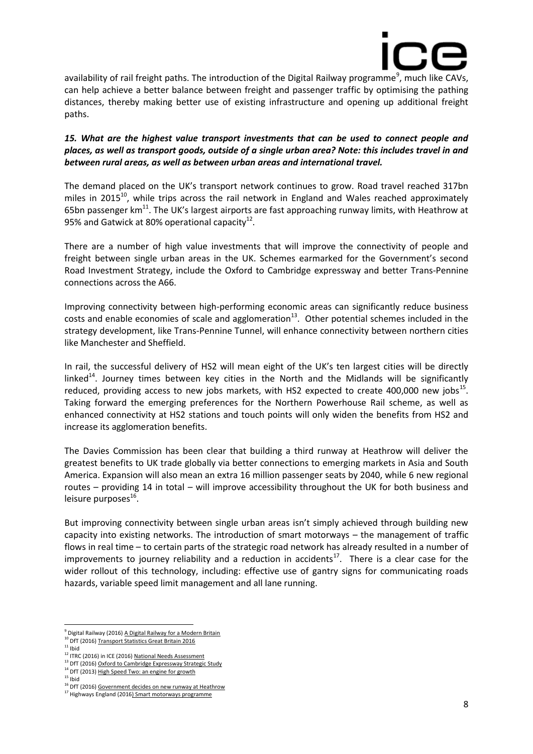availability of rail freight paths. The introduction of the Digital Railway programme[9], much like CAVs, can help achieve a better balance between freight and passenger traffic by optimising the pathing distances, thereby making better use of existing infrastructure and opening up additional freight paths.

***15. What are the highest value transport investments that can be used to connect people and places, as well as transport goods, outside of a single urban area? Note: this includes travel in and between rural areas, as well as between urban areas and international travel.***

The demand placed on the UK's transport network continues to grow. Road travel reached 317bn miles in 2015[10], while trips across the rail network in England and Wales reached approximately 65bn passenger km[11]. The UK's largest airports are fast approaching runway limits, with Heathrow at 95% and Gatwick at 80% operational capacity[12].

There are a number of high value investments that will improve the connectivity of people and freight between single urban areas in the UK. Schemes earmarked for the Government's second Road Investment Strategy, include the Oxford to Cambridge expressway and better Trans-Pennine connections across the A66.

Improving connectivity between high-performing economic areas can significantly reduce business costs and enable economies of scale and agglomeration[13]. Other potential schemes included in the strategy development, like Trans-Pennine Tunnel, will enhance connectivity between northern cities like Manchester and Sheffield.

In rail, the successful delivery of HS2 will mean eight of the UK's ten largest cities will be directly linked[14]. Journey times between key cities in the North and the Midlands will be significantly reduced, providing access to new jobs markets, with HS2 expected to create 400,000 new jobs[15]. Taking forward the emerging preferences for the Northern Powerhouse Rail scheme, as well as enhanced connectivity at HS2 stations and touch points will only widen the benefits from HS2 and increase its agglomeration benefits.

The Davies Commission has been clear that building a third runway at Heathrow will deliver the greatest benefits to UK trade globally via better connections to emerging markets in Asia and South America. Expansion will also mean an extra 16 million passenger seats by 2040, while 6 new regional routes – providing 14 in total – will improve accessibility throughout the UK for both business and leisure purposes[16].

But improving connectivity between single urban areas isn't simply achieved through building new capacity into existing networks. The introduction of smart motorways – the management of traffic flows in real time – to certain parts of the strategic road network has already resulted in a number of improvements to journey reliability and a reduction in accidents[17]. There is a clear case for the wider rollout of this technology, including: effective use of gantry signs for communicating roads hazards, variable speed limit management and all lane running.

---

[9] Digital Railway (2016) A Digital Railway for a Modern Britain
[10] DfT (2016) Transport Statistics Great Britain 2016
[11] Ibid
[12] ITRC (2016) in ICE (2016) National Needs Assessment
[13] DfT (2016) Oxford to Cambridge Expressway Strategic Study
[14] DfT (2013) High Speed Two: an engine for growth
[15] Ibid
[16] DfT (2016) Government decides on new runway at Heathrow
[17] Highways England (2016) Smart motorways programme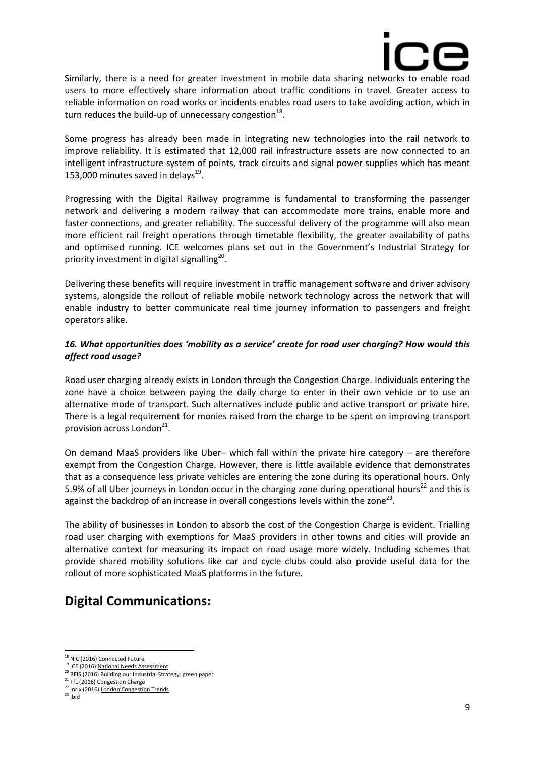Similarly, there is a need for greater investment in mobile data sharing networks to enable road users to more effectively share information about traffic conditions in travel. Greater access to reliable information on road works or incidents enables road users to take avoiding action, which in turn reduces the build-up of unnecessary congestion[18].

Some progress has already been made in integrating new technologies into the rail network to improve reliability. It is estimated that 12,000 rail infrastructure assets are now connected to an intelligent infrastructure system of points, track circuits and signal power supplies which has meant 153,000 minutes saved in delays[19].

Progressing with the Digital Railway programme is fundamental to transforming the passenger network and delivering a modern railway that can accommodate more trains, enable more and faster connections, and greater reliability. The successful delivery of the programme will also mean more efficient rail freight operations through timetable flexibility, the greater availability of paths and optimised running. ICE welcomes plans set out in the Government's Industrial Strategy for priority investment in digital signalling[20].

Delivering these benefits will require investment in traffic management software and driver advisory systems, alongside the rollout of reliable mobile network technology across the network that will enable industry to better communicate real time journey information to passengers and freight operators alike.

***16. What opportunities does 'mobility as a service' create for road user charging? How would this affect road usage?***

Road user charging already exists in London through the Congestion Charge. Individuals entering the zone have a choice between paying the daily charge to enter in their own vehicle or to use an alternative mode of transport. Such alternatives include public and active transport or private hire. There is a legal requirement for monies raised from the charge to be spent on improving transport provision across London[21].

On demand MaaS providers like Uber– which fall within the private hire category – are therefore exempt from the Congestion Charge. However, there is little available evidence that demonstrates that as a consequence less private vehicles are entering the zone during its operational hours. Only 5.9% of all Uber journeys in London occur in the charging zone during operational hours[22] and this is against the backdrop of an increase in overall congestions levels within the zone[23].

The ability of businesses in London to absorb the cost of the Congestion Charge is evident. Trialling road user charging with exemptions for MaaS providers in other towns and cities will provide an alternative context for measuring its impact on road usage more widely. Including schemes that provide shared mobility solutions like car and cycle clubs could also provide useful data for the rollout of more sophisticated MaaS platforms in the future.

## Digital Communications:

---

[18] NIC (2016) Connected Future
[19] ICE (2016) National Needs Assessment
[20] BEIS (2016) Building our Industrial Strategy: green paper
[21] TfL (2016) Congestion Charge
[22] Inrix (2016) London Congestion Trends
[23] Ibid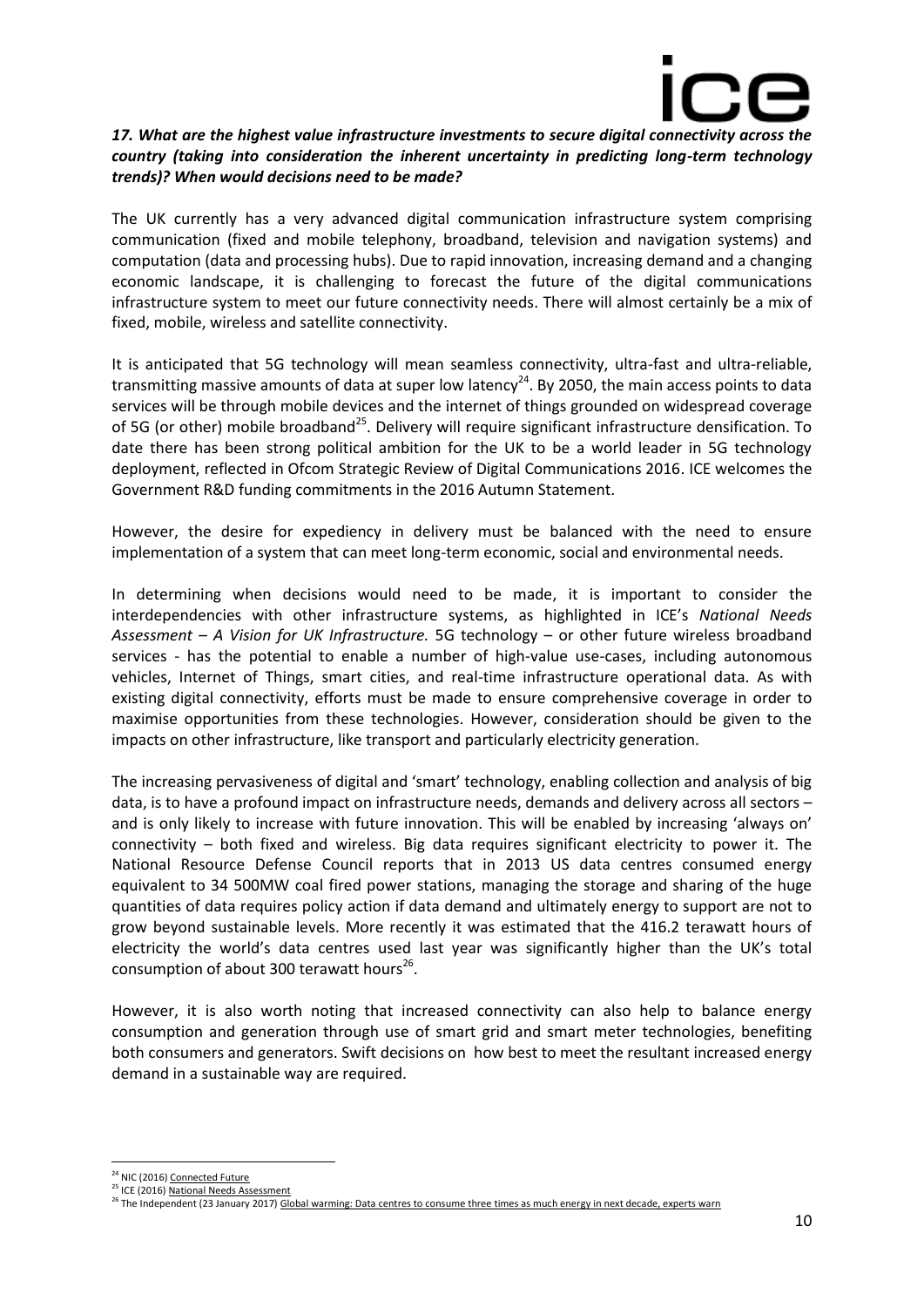***17. What are the highest value infrastructure investments to secure digital connectivity across the country (taking into consideration the inherent uncertainty in predicting long-term technology trends)? When would decisions need to be made?***

The UK currently has a very advanced digital communication infrastructure system comprising communication (fixed and mobile telephony, broadband, television and navigation systems) and computation (data and processing hubs). Due to rapid innovation, increasing demand and a changing economic landscape, it is challenging to forecast the future of the digital communications infrastructure system to meet our future connectivity needs. There will almost certainly be a mix of fixed, mobile, wireless and satellite connectivity.

It is anticipated that 5G technology will mean seamless connectivity, ultra-fast and ultra-reliable, transmitting massive amounts of data at super low latency[24]. By 2050, the main access points to data services will be through mobile devices and the internet of things grounded on widespread coverage of 5G (or other) mobile broadband[25]. Delivery will require significant infrastructure densification. To date there has been strong political ambition for the UK to be a world leader in 5G technology deployment, reflected in Ofcom Strategic Review of Digital Communications 2016. ICE welcomes the Government R&D funding commitments in the 2016 Autumn Statement.

However, the desire for expediency in delivery must be balanced with the need to ensure implementation of a system that can meet long-term economic, social and environmental needs.

In determining when decisions would need to be made, it is important to consider the interdependencies with other infrastructure systems, as highlighted in ICE's *National Needs Assessment – A Vision for UK Infrastructure.* 5G technology – or other future wireless broadband services - has the potential to enable a number of high-value use-cases, including autonomous vehicles, Internet of Things, smart cities, and real-time infrastructure operational data. As with existing digital connectivity, efforts must be made to ensure comprehensive coverage in order to maximise opportunities from these technologies. However, consideration should be given to the impacts on other infrastructure, like transport and particularly electricity generation.

The increasing pervasiveness of digital and 'smart' technology, enabling collection and analysis of big data, is to have a profound impact on infrastructure needs, demands and delivery across all sectors – and is only likely to increase with future innovation. This will be enabled by increasing 'always on' connectivity – both fixed and wireless. Big data requires significant electricity to power it. The National Resource Defense Council reports that in 2013 US data centres consumed energy equivalent to 34 500MW coal fired power stations, managing the storage and sharing of the huge quantities of data requires policy action if data demand and ultimately energy to support are not to grow beyond sustainable levels. More recently it was estimated that the 416.2 terawatt hours of electricity the world's data centres used last year was significantly higher than the UK's total consumption of about 300 terawatt hours[26].

However, it is also worth noting that increased connectivity can also help to balance energy consumption and generation through use of smart grid and smart meter technologies, benefiting both consumers and generators. Swift decisions on how best to meet the resultant increased energy demand in a sustainable way are required.

---

[24] NIC (2016) Connected Future

[25] ICE (2016) National Needs Assessment

[26] The Independent (23 January 2017) Global warming: Data centres to consume three times as much energy in next decade, experts warn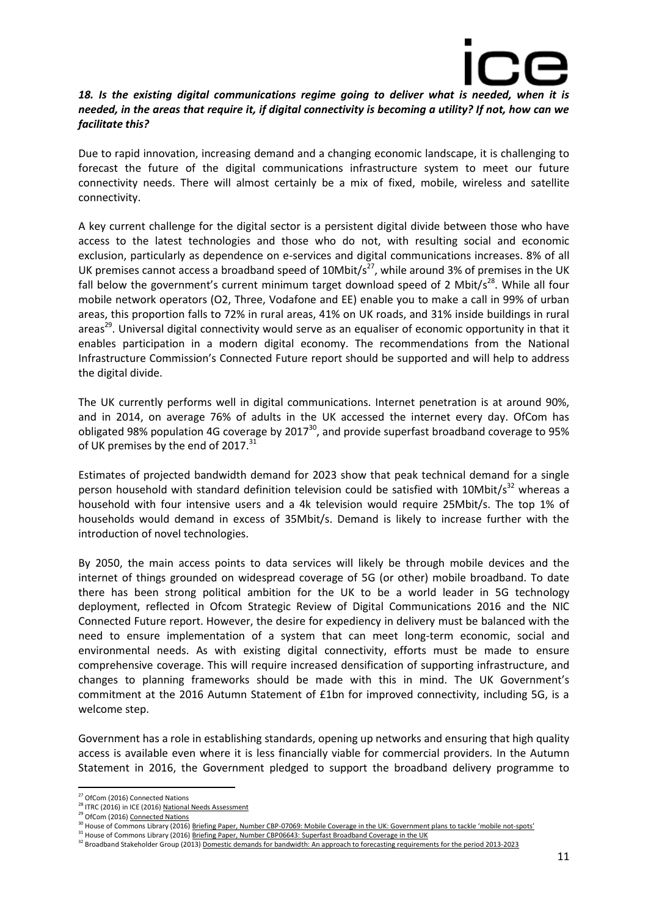***18. Is the existing digital communications regime going to deliver what is needed, when it is needed, in the areas that require it, if digital connectivity is becoming a utility? If not, how can we facilitate this?***

Due to rapid innovation, increasing demand and a changing economic landscape, it is challenging to forecast the future of the digital communications infrastructure system to meet our future connectivity needs. There will almost certainly be a mix of fixed, mobile, wireless and satellite connectivity.

A key current challenge for the digital sector is a persistent digital divide between those who have access to the latest technologies and those who do not, with resulting social and economic exclusion, particularly as dependence on e-services and digital communications increases. 8% of all UK premises cannot access a broadband speed of 10Mbit/s[27], while around 3% of premises in the UK fall below the government's current minimum target download speed of 2 Mbit/s[28]. While all four mobile network operators (O2, Three, Vodafone and EE) enable you to make a call in 99% of urban areas, this proportion falls to 72% in rural areas, 41% on UK roads, and 31% inside buildings in rural areas[29]. Universal digital connectivity would serve as an equaliser of economic opportunity in that it enables participation in a modern digital economy. The recommendations from the National Infrastructure Commission's Connected Future report should be supported and will help to address the digital divide.

The UK currently performs well in digital communications. Internet penetration is at around 90%, and in 2014, on average 76% of adults in the UK accessed the internet every day. OfCom has obligated 98% population 4G coverage by 2017[30], and provide superfast broadband coverage to 95% of UK premises by the end of 2017.[31]

Estimates of projected bandwidth demand for 2023 show that peak technical demand for a single person household with standard definition television could be satisfied with 10Mbit/s[32] whereas a household with four intensive users and a 4k television would require 25Mbit/s. The top 1% of households would demand in excess of 35Mbit/s. Demand is likely to increase further with the introduction of novel technologies.

By 2050, the main access points to data services will likely be through mobile devices and the internet of things grounded on widespread coverage of 5G (or other) mobile broadband. To date there has been strong political ambition for the UK to be a world leader in 5G technology deployment, reflected in Ofcom Strategic Review of Digital Communications 2016 and the NIC Connected Future report. However, the desire for expediency in delivery must be balanced with the need to ensure implementation of a system that can meet long-term economic, social and environmental needs. As with existing digital connectivity, efforts must be made to ensure comprehensive coverage. This will require increased densification of supporting infrastructure, and changes to planning frameworks should be made with this in mind. The UK Government's commitment at the 2016 Autumn Statement of £1bn for improved connectivity, including 5G, is a welcome step.

Government has a role in establishing standards, opening up networks and ensuring that high quality access is available even where it is less financially viable for commercial providers. In the Autumn Statement in 2016, the Government pledged to support the broadband delivery programme to

---

[27] OfCom (2016) Connected Nations

[28] ITRC (2016) in ICE (2016) National Needs Assessment

[29] OfCom (2016) Connected Nations

[30] House of Commons Library (2016) Briefing Paper, Number CBP-07069: Mobile Coverage in the UK: Government plans to tackle 'mobile not-spots'

[31] House of Commons Library (2016) Briefing Paper, Number CBP06643: Superfast Broadband Coverage in the UK

[32] Broadband Stakeholder Group (2013) Domestic demands for bandwidth: An approach to forecasting requirements for the period 2013-2023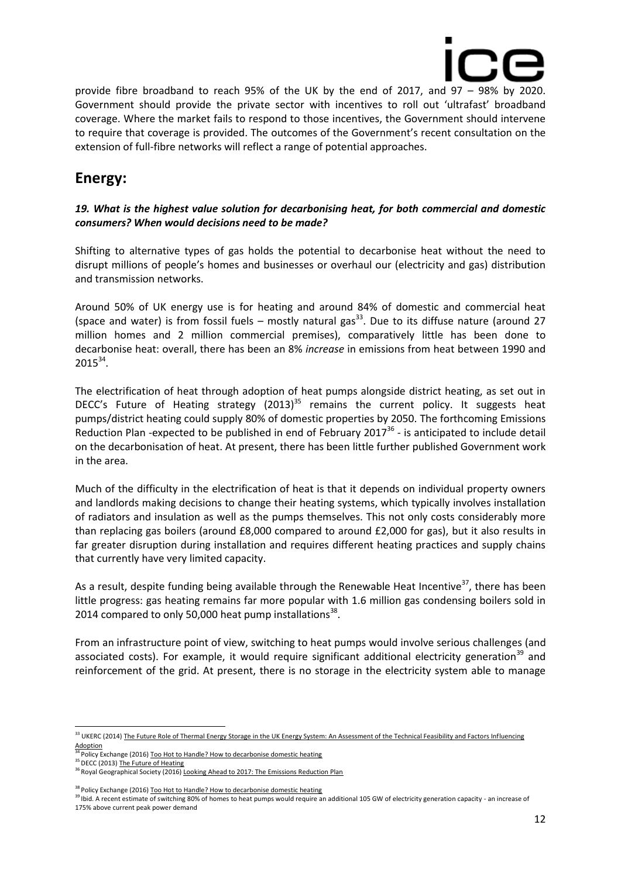provide fibre broadband to reach 95% of the UK by the end of 2017, and 97 – 98% by 2020. Government should provide the private sector with incentives to roll out 'ultrafast' broadband coverage. Where the market fails to respond to those incentives, the Government should intervene to require that coverage is provided. The outcomes of the Government's recent consultation on the extension of full-fibre networks will reflect a range of potential approaches.

## Energy:

***19. What is the highest value solution for decarbonising heat, for both commercial and domestic consumers? When would decisions need to be made?***

Shifting to alternative types of gas holds the potential to decarbonise heat without the need to disrupt millions of people's homes and businesses or overhaul our (electricity and gas) distribution and transmission networks.

Around 50% of UK energy use is for heating and around 84% of domestic and commercial heat (space and water) is from fossil fuels – mostly natural gas[33]. Due to its diffuse nature (around 27 million homes and 2 million commercial premises), comparatively little has been done to decarbonise heat: overall, there has been an 8% *increase* in emissions from heat between 1990 and 2015[34].

The electrification of heat through adoption of heat pumps alongside district heating, as set out in DECC's Future of Heating strategy (2013)[35] remains the current policy. It suggests heat pumps/district heating could supply 80% of domestic properties by 2050. The forthcoming Emissions Reduction Plan -expected to be published in end of February 2017[36] - is anticipated to include detail on the decarbonisation of heat. At present, there has been little further published Government work in the area.

Much of the difficulty in the electrification of heat is that it depends on individual property owners and landlords making decisions to change their heating systems, which typically involves installation of radiators and insulation as well as the pumps themselves. This not only costs considerably more than replacing gas boilers (around £8,000 compared to around £2,000 for gas), but it also results in far greater disruption during installation and requires different heating practices and supply chains that currently have very limited capacity.

As a result, despite funding being available through the Renewable Heat Incentive[37], there has been little progress: gas heating remains far more popular with 1.6 million gas condensing boilers sold in 2014 compared to only 50,000 heat pump installations[38].

From an infrastructure point of view, switching to heat pumps would involve serious challenges (and associated costs). For example, it would require significant additional electricity generation[39] and reinforcement of the grid. At present, there is no storage in the electricity system able to manage

---

[33] UKERC (2014) The Future Role of Thermal Energy Storage in the UK Energy System: An Assessment of the Technical Feasibility and Factors Influencing Adoption

[34] Policy Exchange (2016) Too Hot to Handle? How to decarbonise domestic heating

[35] DECC (2013) The Future of Heating

[36] Royal Geographical Society (2016) Looking Ahead to 2017: The Emissions Reduction Plan

[38] Policy Exchange (2016) Too Hot to Handle? How to decarbonise domestic heating

[39] Ibid. A recent estimate of switching 80% of homes to heat pumps would require an additional 105 GW of electricity generation capacity - an increase of 175% above current peak power demand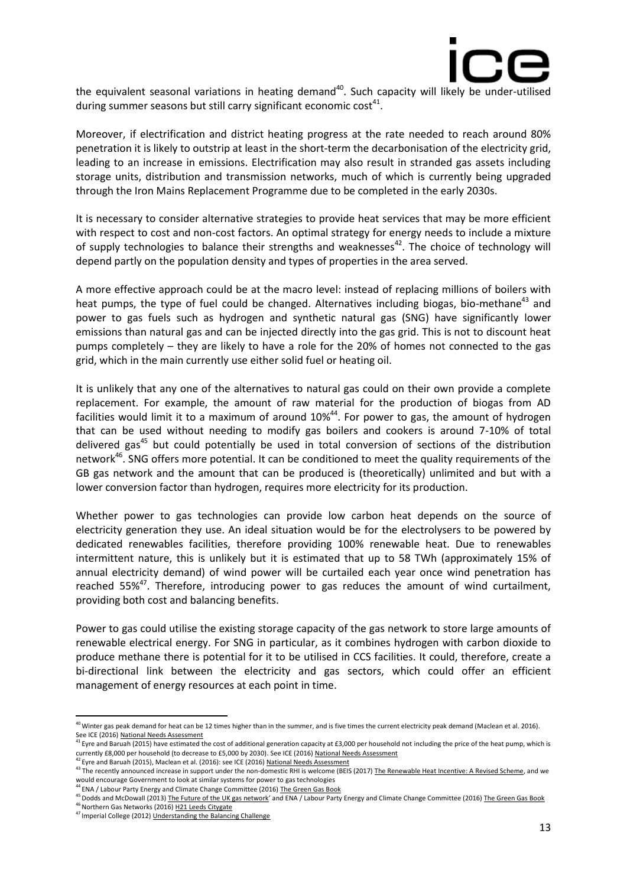the equivalent seasonal variations in heating demand[40]. Such capacity will likely be under-utilised during summer seasons but still carry significant economic cost[41].

Moreover, if electrification and district heating progress at the rate needed to reach around 80% penetration it is likely to outstrip at least in the short-term the decarbonisation of the electricity grid, leading to an increase in emissions. Electrification may also result in stranded gas assets including storage units, distribution and transmission networks, much of which is currently being upgraded through the Iron Mains Replacement Programme due to be completed in the early 2030s.

It is necessary to consider alternative strategies to provide heat services that may be more efficient with respect to cost and non-cost factors. An optimal strategy for energy needs to include a mixture of supply technologies to balance their strengths and weaknesses[42]. The choice of technology will depend partly on the population density and types of properties in the area served.

A more effective approach could be at the macro level: instead of replacing millions of boilers with heat pumps, the type of fuel could be changed. Alternatives including biogas, bio-methane[43] and power to gas fuels such as hydrogen and synthetic natural gas (SNG) have significantly lower emissions than natural gas and can be injected directly into the gas grid. This is not to discount heat pumps completely – they are likely to have a role for the 20% of homes not connected to the gas grid, which in the main currently use either solid fuel or heating oil.

It is unlikely that any one of the alternatives to natural gas could on their own provide a complete replacement. For example, the amount of raw material for the production of biogas from AD facilities would limit it to a maximum of around 10%[44]. For power to gas, the amount of hydrogen that can be used without needing to modify gas boilers and cookers is around 7-10% of total delivered gas[45] but could potentially be used in total conversion of sections of the distribution network[46]. SNG offers more potential. It can be conditioned to meet the quality requirements of the GB gas network and the amount that can be produced is (theoretically) unlimited and but with a lower conversion factor than hydrogen, requires more electricity for its production.

Whether power to gas technologies can provide low carbon heat depends on the source of electricity generation they use. An ideal situation would be for the electrolysers to be powered by dedicated renewables facilities, therefore providing 100% renewable heat. Due to renewables intermittent nature, this is unlikely but it is estimated that up to 58 TWh (approximately 15% of annual electricity demand) of wind power will be curtailed each year once wind penetration has reached 55%[47]. Therefore, introducing power to gas reduces the amount of wind curtailment, providing both cost and balancing benefits.

Power to gas could utilise the existing storage capacity of the gas network to store large amounts of renewable electrical energy. For SNG in particular, as it combines hydrogen with carbon dioxide to produce methane there is potential for it to be utilised in CCS facilities. It could, therefore, create a bi-directional link between the electricity and gas sectors, which could offer an efficient management of energy resources at each point in time.

---

[40] Winter gas peak demand for heat can be 12 times higher than in the summer, and is five times the current electricity peak demand (Maclean et al. 2016). See ICE (2016) National Needs Assessment

[41] Eyre and Baruah (2015) have estimated the cost of additional generation capacity at £3,000 per household not including the price of the heat pump, which is currently £8,000 per household (to decrease to £5,000 by 2030). See ICE (2016) National Needs Assessment

[42] Eyre and Baruah (2015), Maclean et al. (2016): see ICE (2016) National Needs Assessment

[43] The recently announced increase in support under the non-domestic RHI is welcome (BEIS (2017) The Renewable Heat Incentive: A Revised Scheme, and we would encourage Government to look at similar systems for power to gas technologies

[44] ENA / Labour Party Energy and Climate Change Committee (2016) The Green Gas Book

[45] Dodds and McDowall (2013) The Future of the UK gas network' and ENA / Labour Party Energy and Climate Change Committee (2016) The Green Gas Book

[46] Northern Gas Networks (2016) H21 Leeds Citygate

[47] Imperial College (2012) Understanding the Balancing Challenge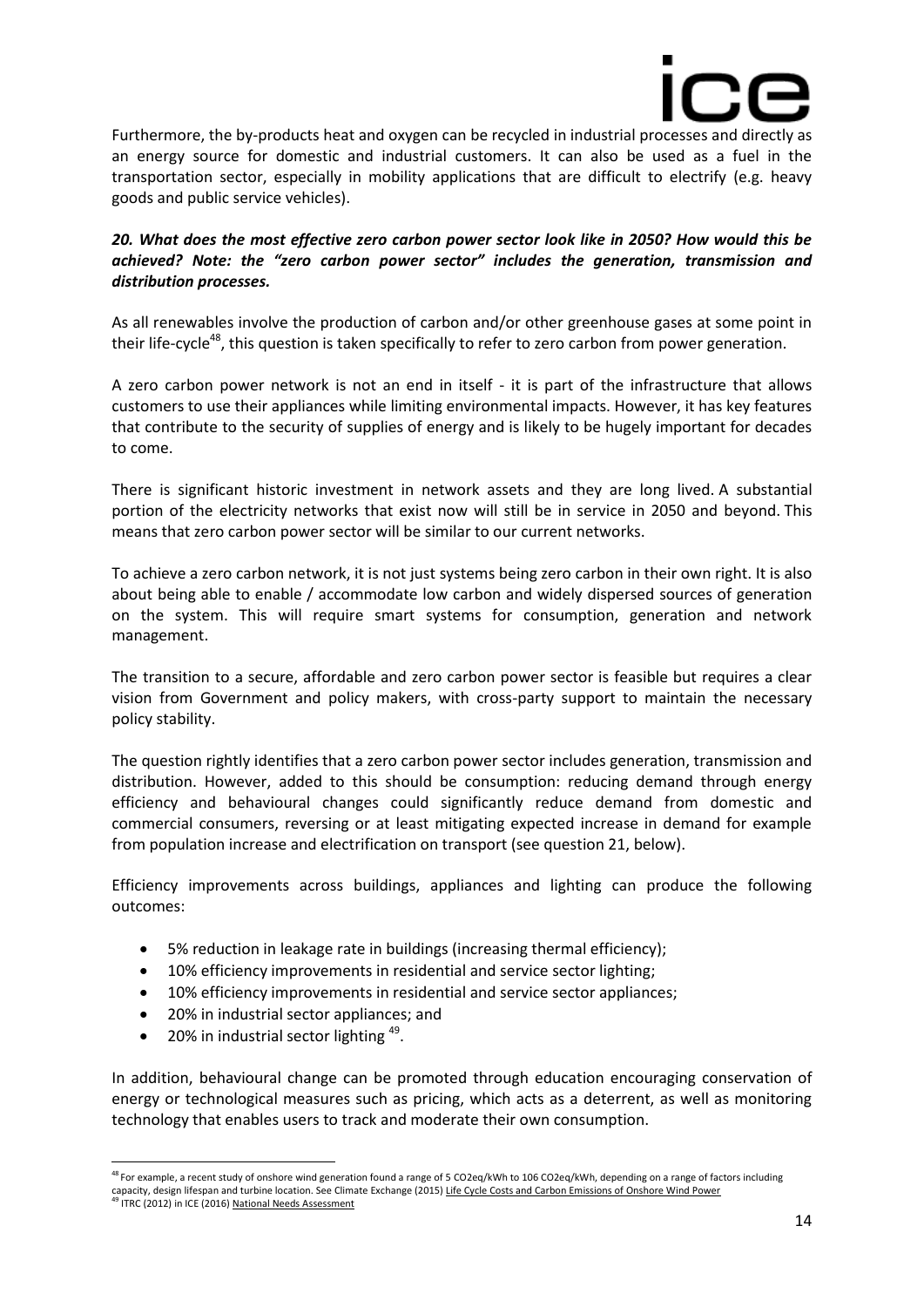Furthermore, the by-products heat and oxygen can be recycled in industrial processes and directly as an energy source for domestic and industrial customers. It can also be used as a fuel in the transportation sector, especially in mobility applications that are difficult to electrify (e.g. heavy goods and public service vehicles).

***20. What does the most effective zero carbon power sector look like in 2050? How would this be achieved? Note: the "zero carbon power sector" includes the generation, transmission and distribution processes.***

As all renewables involve the production of carbon and/or other greenhouse gases at some point in their life-cycle[48], this question is taken specifically to refer to zero carbon from power generation.

A zero carbon power network is not an end in itself - it is part of the infrastructure that allows customers to use their appliances while limiting environmental impacts. However, it has key features that contribute to the security of supplies of energy and is likely to be hugely important for decades to come.

There is significant historic investment in network assets and they are long lived. A substantial portion of the electricity networks that exist now will still be in service in 2050 and beyond. This means that zero carbon power sector will be similar to our current networks.

To achieve a zero carbon network, it is not just systems being zero carbon in their own right. It is also about being able to enable / accommodate low carbon and widely dispersed sources of generation on the system. This will require smart systems for consumption, generation and network management.

The transition to a secure, affordable and zero carbon power sector is feasible but requires a clear vision from Government and policy makers, with cross-party support to maintain the necessary policy stability.

The question rightly identifies that a zero carbon power sector includes generation, transmission and distribution. However, added to this should be consumption: reducing demand through energy efficiency and behavioural changes could significantly reduce demand from domestic and commercial consumers, reversing or at least mitigating expected increase in demand for example from population increase and electrification on transport (see question 21, below).

Efficiency improvements across buildings, appliances and lighting can produce the following outcomes:

- 5% reduction in leakage rate in buildings (increasing thermal efficiency);
- 10% efficiency improvements in residential and service sector lighting;
- 10% efficiency improvements in residential and service sector appliances;
- 20% in industrial sector appliances; and
- 20% in industrial sector lighting [49].

In addition, behavioural change can be promoted through education encouraging conservation of energy or technological measures such as pricing, which acts as a deterrent, as well as monitoring technology that enables users to track and moderate their own consumption.

---

[48] For example, a recent study of onshore wind generation found a range of 5 CO2eq/kWh to 106 CO2eq/kWh, depending on a range of factors including capacity, design lifespan and turbine location. See Climate Exchange (2015) Life Cycle Costs and Carbon Emissions of Onshore Wind Power

[49] ITRC (2012) in ICE (2016) National Needs Assessment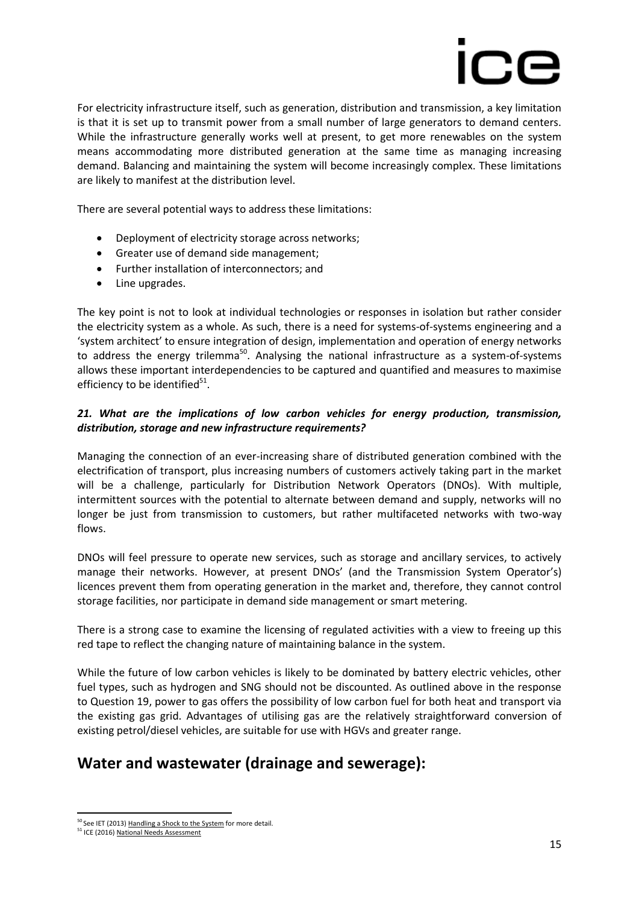For electricity infrastructure itself, such as generation, distribution and transmission, a key limitation is that it is set up to transmit power from a small number of large generators to demand centers. While the infrastructure generally works well at present, to get more renewables on the system means accommodating more distributed generation at the same time as managing increasing demand. Balancing and maintaining the system will become increasingly complex. These limitations are likely to manifest at the distribution level.

There are several potential ways to address these limitations:

- Deployment of electricity storage across networks;
- Greater use of demand side management;
- Further installation of interconnectors; and
- Line upgrades.

The key point is not to look at individual technologies or responses in isolation but rather consider the electricity system as a whole. As such, there is a need for systems-of-systems engineering and a 'system architect' to ensure integration of design, implementation and operation of energy networks to address the energy trilemma[50]. Analysing the national infrastructure as a system-of-systems allows these important interdependencies to be captured and quantified and measures to maximise efficiency to be identified[51].

***21. What are the implications of low carbon vehicles for energy production, transmission, distribution, storage and new infrastructure requirements?***

Managing the connection of an ever-increasing share of distributed generation combined with the electrification of transport, plus increasing numbers of customers actively taking part in the market will be a challenge, particularly for Distribution Network Operators (DNOs). With multiple, intermittent sources with the potential to alternate between demand and supply, networks will no longer be just from transmission to customers, but rather multifaceted networks with two-way flows.

DNOs will feel pressure to operate new services, such as storage and ancillary services, to actively manage their networks. However, at present DNOs' (and the Transmission System Operator's) licences prevent them from operating generation in the market and, therefore, they cannot control storage facilities, nor participate in demand side management or smart metering.

There is a strong case to examine the licensing of regulated activities with a view to freeing up this red tape to reflect the changing nature of maintaining balance in the system.

While the future of low carbon vehicles is likely to be dominated by battery electric vehicles, other fuel types, such as hydrogen and SNG should not be discounted. As outlined above in the response to Question 19, power to gas offers the possibility of low carbon fuel for both heat and transport via the existing gas grid. Advantages of utilising gas are the relatively straightforward conversion of existing petrol/diesel vehicles, are suitable for use with HGVs and greater range.

## Water and wastewater (drainage and sewerage):

---

[50] See IET (2013) Handling a Shock to the System for more detail.

[51] ICE (2016) National Needs Assessment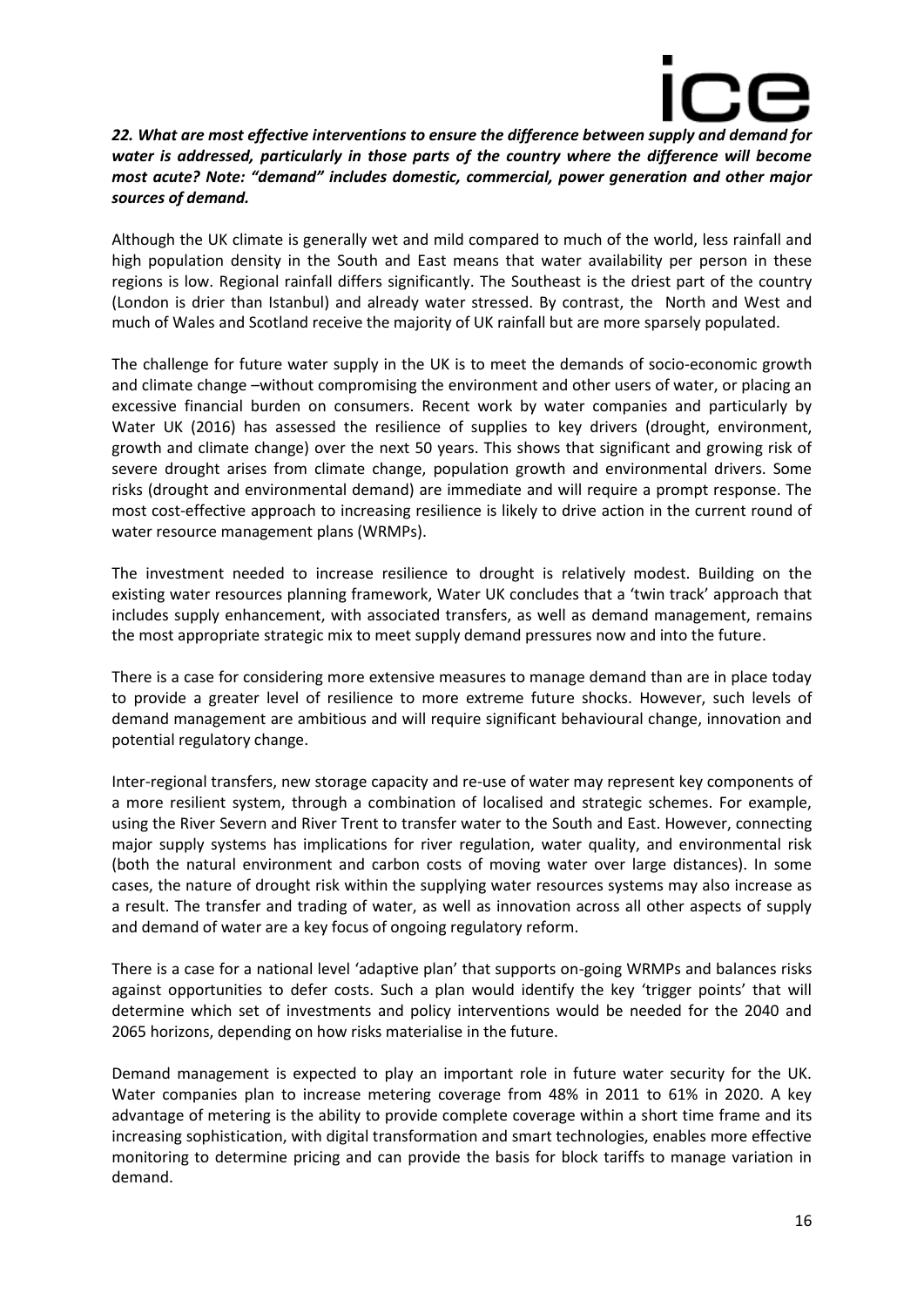***22. What are most effective interventions to ensure the difference between supply and demand for water is addressed, particularly in those parts of the country where the difference will become most acute? Note: "demand" includes domestic, commercial, power generation and other major sources of demand.***

Although the UK climate is generally wet and mild compared to much of the world, less rainfall and high population density in the South and East means that water availability per person in these regions is low. Regional rainfall differs significantly. The Southeast is the driest part of the country (London is drier than Istanbul) and already water stressed. By contrast, the North and West and much of Wales and Scotland receive the majority of UK rainfall but are more sparsely populated.

The challenge for future water supply in the UK is to meet the demands of socio-economic growth and climate change –without compromising the environment and other users of water, or placing an excessive financial burden on consumers. Recent work by water companies and particularly by Water UK (2016) has assessed the resilience of supplies to key drivers (drought, environment, growth and climate change) over the next 50 years. This shows that significant and growing risk of severe drought arises from climate change, population growth and environmental drivers. Some risks (drought and environmental demand) are immediate and will require a prompt response. The most cost-effective approach to increasing resilience is likely to drive action in the current round of water resource management plans (WRMPs).

The investment needed to increase resilience to drought is relatively modest. Building on the existing water resources planning framework, Water UK concludes that a 'twin track' approach that includes supply enhancement, with associated transfers, as well as demand management, remains the most appropriate strategic mix to meet supply demand pressures now and into the future.

There is a case for considering more extensive measures to manage demand than are in place today to provide a greater level of resilience to more extreme future shocks. However, such levels of demand management are ambitious and will require significant behavioural change, innovation and potential regulatory change.

Inter-regional transfers, new storage capacity and re-use of water may represent key components of a more resilient system, through a combination of localised and strategic schemes. For example, using the River Severn and River Trent to transfer water to the South and East. However, connecting major supply systems has implications for river regulation, water quality, and environmental risk (both the natural environment and carbon costs of moving water over large distances). In some cases, the nature of drought risk within the supplying water resources systems may also increase as a result. The transfer and trading of water, as well as innovation across all other aspects of supply and demand of water are a key focus of ongoing regulatory reform.

There is a case for a national level 'adaptive plan' that supports on-going WRMPs and balances risks against opportunities to defer costs. Such a plan would identify the key 'trigger points' that will determine which set of investments and policy interventions would be needed for the 2040 and 2065 horizons, depending on how risks materialise in the future.

Demand management is expected to play an important role in future water security for the UK. Water companies plan to increase metering coverage from 48% in 2011 to 61% in 2020. A key advantage of metering is the ability to provide complete coverage within a short time frame and its increasing sophistication, with digital transformation and smart technologies, enables more effective monitoring to determine pricing and can provide the basis for block tariffs to manage variation in demand.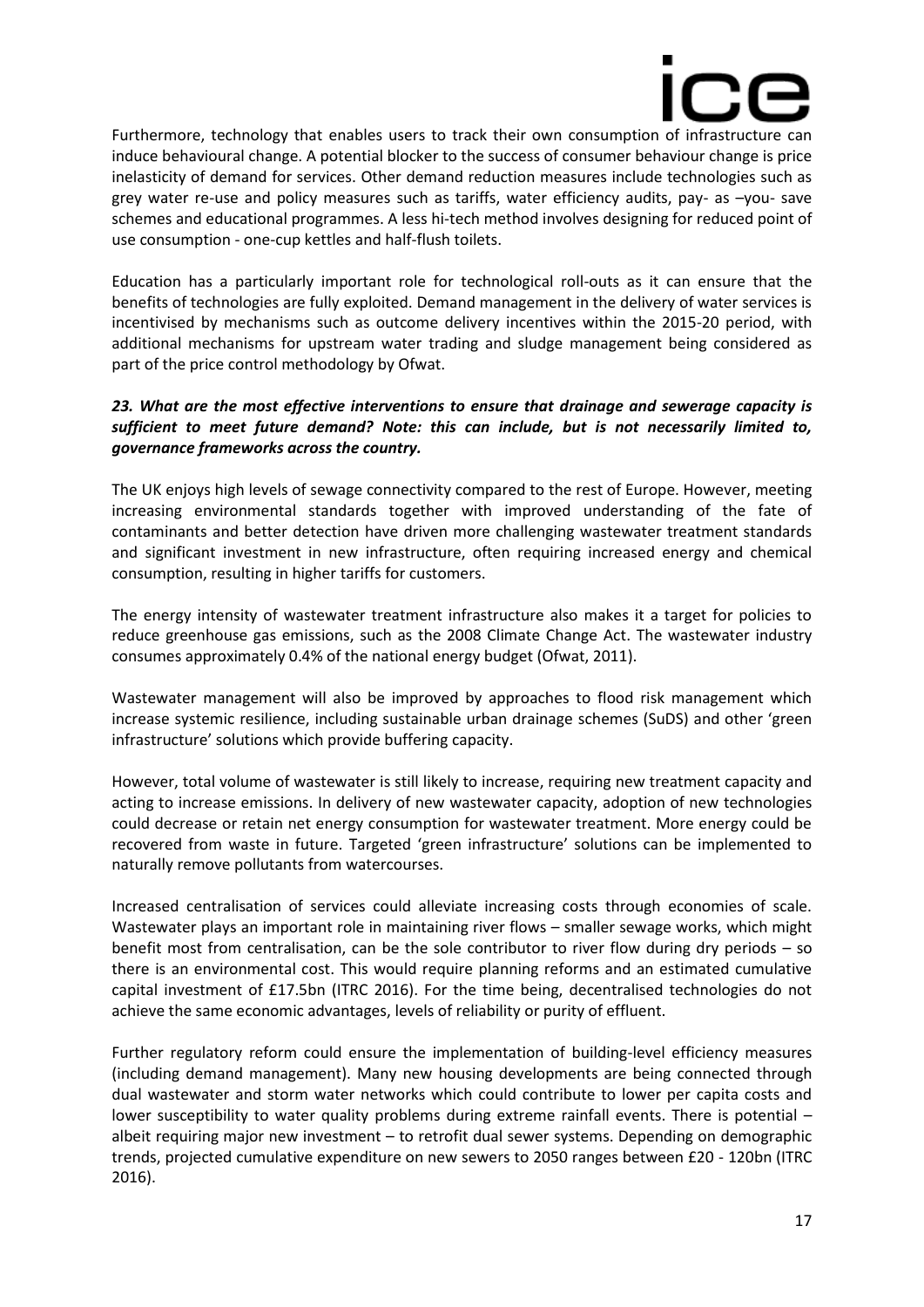Furthermore, technology that enables users to track their own consumption of infrastructure can induce behavioural change. A potential blocker to the success of consumer behaviour change is price inelasticity of demand for services. Other demand reduction measures include technologies such as grey water re-use and policy measures such as tariffs, water efficiency audits, pay- as –you- save schemes and educational programmes. A less hi-tech method involves designing for reduced point of use consumption - one-cup kettles and half-flush toilets.

Education has a particularly important role for technological roll-outs as it can ensure that the benefits of technologies are fully exploited. Demand management in the delivery of water services is incentivised by mechanisms such as outcome delivery incentives within the 2015-20 period, with additional mechanisms for upstream water trading and sludge management being considered as part of the price control methodology by Ofwat.

***23. What are the most effective interventions to ensure that drainage and sewerage capacity is sufficient to meet future demand? Note: this can include, but is not necessarily limited to, governance frameworks across the country.***

The UK enjoys high levels of sewage connectivity compared to the rest of Europe. However, meeting increasing environmental standards together with improved understanding of the fate of contaminants and better detection have driven more challenging wastewater treatment standards and significant investment in new infrastructure, often requiring increased energy and chemical consumption, resulting in higher tariffs for customers.

The energy intensity of wastewater treatment infrastructure also makes it a target for policies to reduce greenhouse gas emissions, such as the 2008 Climate Change Act. The wastewater industry consumes approximately 0.4% of the national energy budget (Ofwat, 2011).

Wastewater management will also be improved by approaches to flood risk management which increase systemic resilience, including sustainable urban drainage schemes (SuDS) and other 'green infrastructure' solutions which provide buffering capacity.

However, total volume of wastewater is still likely to increase, requiring new treatment capacity and acting to increase emissions. In delivery of new wastewater capacity, adoption of new technologies could decrease or retain net energy consumption for wastewater treatment. More energy could be recovered from waste in future. Targeted 'green infrastructure' solutions can be implemented to naturally remove pollutants from watercourses.

Increased centralisation of services could alleviate increasing costs through economies of scale. Wastewater plays an important role in maintaining river flows – smaller sewage works, which might benefit most from centralisation, can be the sole contributor to river flow during dry periods – so there is an environmental cost. This would require planning reforms and an estimated cumulative capital investment of £17.5bn (ITRC 2016). For the time being, decentralised technologies do not achieve the same economic advantages, levels of reliability or purity of effluent.

Further regulatory reform could ensure the implementation of building-level efficiency measures (including demand management). Many new housing developments are being connected through dual wastewater and storm water networks which could contribute to lower per capita costs and lower susceptibility to water quality problems during extreme rainfall events. There is potential – albeit requiring major new investment – to retrofit dual sewer systems. Depending on demographic trends, projected cumulative expenditure on new sewers to 2050 ranges between £20 - 120bn (ITRC 2016).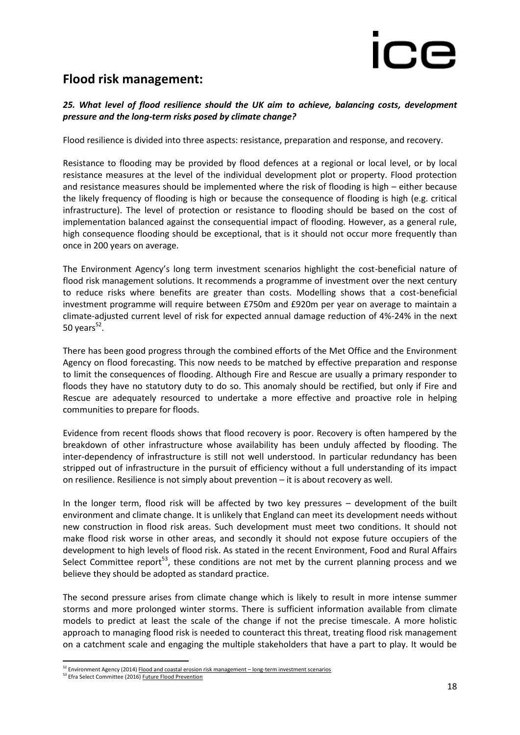## Flood risk management:

***25. What level of flood resilience should the UK aim to achieve, balancing costs, development pressure and the long-term risks posed by climate change?***

Flood resilience is divided into three aspects: resistance, preparation and response, and recovery.

Resistance to flooding may be provided by flood defences at a regional or local level, or by local resistance measures at the level of the individual development plot or property. Flood protection and resistance measures should be implemented where the risk of flooding is high – either because the likely frequency of flooding is high or because the consequence of flooding is high (e.g. critical infrastructure). The level of protection or resistance to flooding should be based on the cost of implementation balanced against the consequential impact of flooding. However, as a general rule, high consequence flooding should be exceptional, that is it should not occur more frequently than once in 200 years on average.

The Environment Agency's long term investment scenarios highlight the cost-beneficial nature of flood risk management solutions. It recommends a programme of investment over the next century to reduce risks where benefits are greater than costs. Modelling shows that a cost-beneficial investment programme will require between £750m and £920m per year on average to maintain a climate-adjusted current level of risk for expected annual damage reduction of 4%-24% in the next 50 years[52].

There has been good progress through the combined efforts of the Met Office and the Environment Agency on flood forecasting. This now needs to be matched by effective preparation and response to limit the consequences of flooding. Although Fire and Rescue are usually a primary responder to floods they have no statutory duty to do so. This anomaly should be rectified, but only if Fire and Rescue are adequately resourced to undertake a more effective and proactive role in helping communities to prepare for floods.

Evidence from recent floods shows that flood recovery is poor. Recovery is often hampered by the breakdown of other infrastructure whose availability has been unduly affected by flooding. The inter-dependency of infrastructure is still not well understood. In particular redundancy has been stripped out of infrastructure in the pursuit of efficiency without a full understanding of its impact on resilience. Resilience is not simply about prevention – it is about recovery as well.

In the longer term, flood risk will be affected by two key pressures – development of the built environment and climate change. It is unlikely that England can meet its development needs without new construction in flood risk areas. Such development must meet two conditions. It should not make flood risk worse in other areas, and secondly it should not expose future occupiers of the development to high levels of flood risk. As stated in the recent Environment, Food and Rural Affairs Select Committee report[53], these conditions are not met by the current planning process and we believe they should be adopted as standard practice.

The second pressure arises from climate change which is likely to result in more intense summer storms and more prolonged winter storms. There is sufficient information available from climate models to predict at least the scale of the change if not the precise timescale. A more holistic approach to managing flood risk is needed to counteract this threat, treating flood risk management on a catchment scale and engaging the multiple stakeholders that have a part to play. It would be

---

[52] Environment Agency (2014) Flood and coastal erosion risk management – long-term investment scenarios

[53] Efra Select Committee (2016) Future Flood Prevention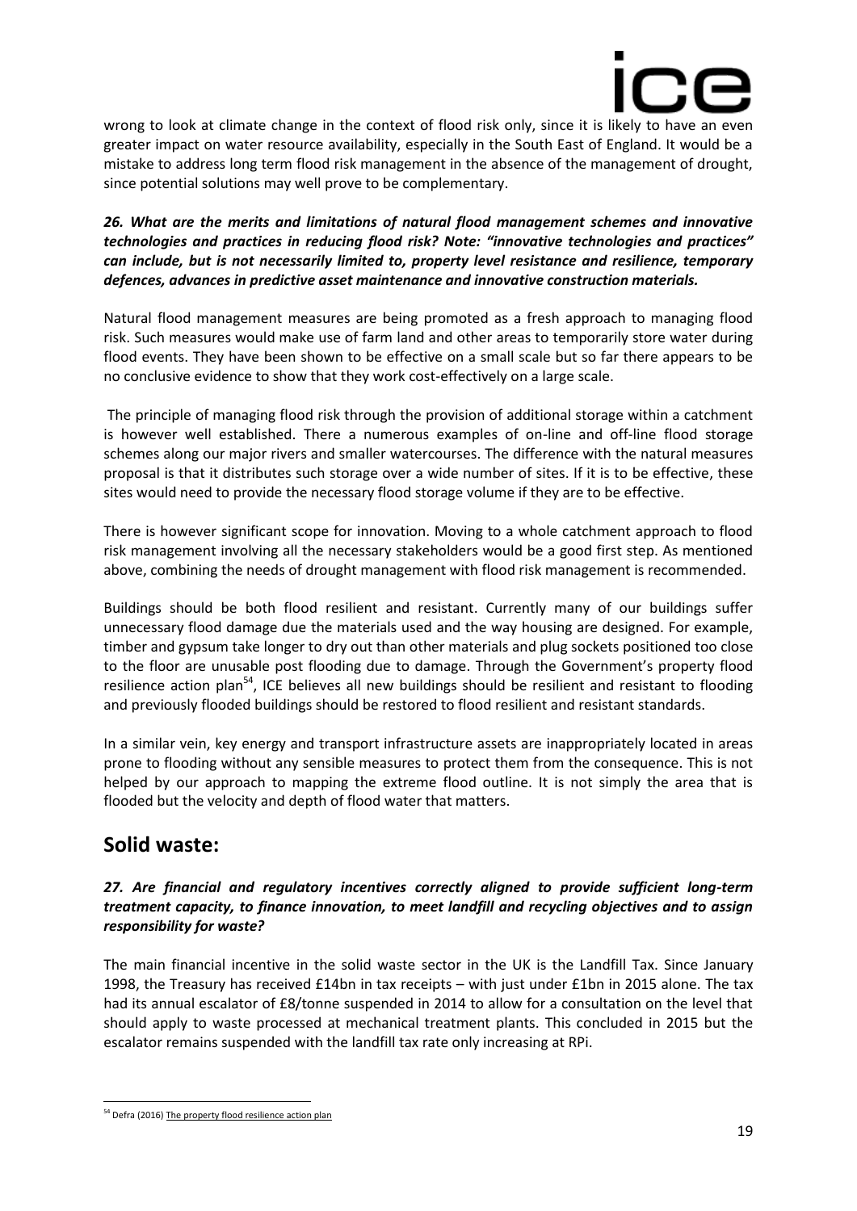wrong to look at climate change in the context of flood risk only, since it is likely to have an even greater impact on water resource availability, especially in the South East of England. It would be a mistake to address long term flood risk management in the absence of the management of drought, since potential solutions may well prove to be complementary.

***26. What are the merits and limitations of natural flood management schemes and innovative technologies and practices in reducing flood risk? Note: "innovative technologies and practices" can include, but is not necessarily limited to, property level resistance and resilience, temporary defences, advances in predictive asset maintenance and innovative construction materials.***

Natural flood management measures are being promoted as a fresh approach to managing flood risk. Such measures would make use of farm land and other areas to temporarily store water during flood events. They have been shown to be effective on a small scale but so far there appears to be no conclusive evidence to show that they work cost-effectively on a large scale.

The principle of managing flood risk through the provision of additional storage within a catchment is however well established. There a numerous examples of on-line and off-line flood storage schemes along our major rivers and smaller watercourses. The difference with the natural measures proposal is that it distributes such storage over a wide number of sites. If it is to be effective, these sites would need to provide the necessary flood storage volume if they are to be effective.

There is however significant scope for innovation. Moving to a whole catchment approach to flood risk management involving all the necessary stakeholders would be a good first step. As mentioned above, combining the needs of drought management with flood risk management is recommended.

Buildings should be both flood resilient and resistant. Currently many of our buildings suffer unnecessary flood damage due the materials used and the way housing are designed. For example, timber and gypsum take longer to dry out than other materials and plug sockets positioned too close to the floor are unusable post flooding due to damage. Through the Government's property flood resilience action plan[54], ICE believes all new buildings should be resilient and resistant to flooding and previously flooded buildings should be restored to flood resilient and resistant standards.

In a similar vein, key energy and transport infrastructure assets are inappropriately located in areas prone to flooding without any sensible measures to protect them from the consequence. This is not helped by our approach to mapping the extreme flood outline. It is not simply the area that is flooded but the velocity and depth of flood water that matters.

## Solid waste:

***27. Are financial and regulatory incentives correctly aligned to provide sufficient long-term treatment capacity, to finance innovation, to meet landfill and recycling objectives and to assign responsibility for waste?***

The main financial incentive in the solid waste sector in the UK is the Landfill Tax. Since January 1998, the Treasury has received £14bn in tax receipts – with just under £1bn in 2015 alone. The tax had its annual escalator of £8/tonne suspended in 2014 to allow for a consultation on the level that should apply to waste processed at mechanical treatment plants. This concluded in 2015 but the escalator remains suspended with the landfill tax rate only increasing at RPi.

[54] Defra (2016) The property flood resilience action plan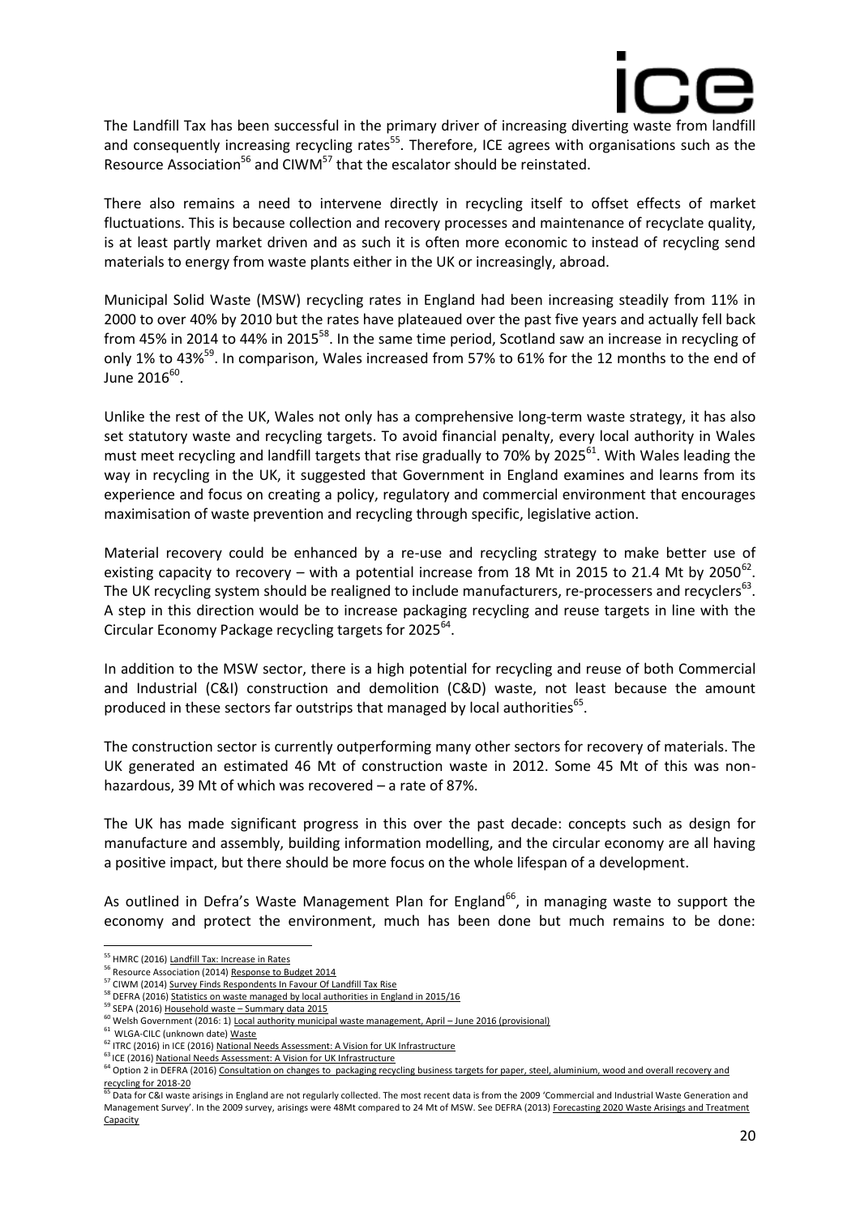The Landfill Tax has been successful in the primary driver of increasing diverting waste from landfill and consequently increasing recycling rates[55]. Therefore, ICE agrees with organisations such as the Resource Association[56] and CIWM[57] that the escalator should be reinstated.

There also remains a need to intervene directly in recycling itself to offset effects of market fluctuations. This is because collection and recovery processes and maintenance of recyclate quality, is at least partly market driven and as such it is often more economic to instead of recycling send materials to energy from waste plants either in the UK or increasingly, abroad.

Municipal Solid Waste (MSW) recycling rates in England had been increasing steadily from 11% in 2000 to over 40% by 2010 but the rates have plateaued over the past five years and actually fell back from 45% in 2014 to 44% in 2015[58]. In the same time period, Scotland saw an increase in recycling of only 1% to 43%[59]. In comparison, Wales increased from 57% to 61% for the 12 months to the end of June 2016[60].

Unlike the rest of the UK, Wales not only has a comprehensive long-term waste strategy, it has also set statutory waste and recycling targets. To avoid financial penalty, every local authority in Wales must meet recycling and landfill targets that rise gradually to 70% by 2025[61]. With Wales leading the way in recycling in the UK, it suggested that Government in England examines and learns from its experience and focus on creating a policy, regulatory and commercial environment that encourages maximisation of waste prevention and recycling through specific, legislative action.

Material recovery could be enhanced by a re-use and recycling strategy to make better use of existing capacity to recovery – with a potential increase from 18 Mt in 2015 to 21.4 Mt by 2050[62]. The UK recycling system should be realigned to include manufacturers, re-processers and recyclers[63]. A step in this direction would be to increase packaging recycling and reuse targets in line with the Circular Economy Package recycling targets for 2025[64].

In addition to the MSW sector, there is a high potential for recycling and reuse of both Commercial and Industrial (C&I) construction and demolition (C&D) waste, not least because the amount produced in these sectors far outstrips that managed by local authorities[65].

The construction sector is currently outperforming many other sectors for recovery of materials. The UK generated an estimated 46 Mt of construction waste in 2012. Some 45 Mt of this was non-hazardous, 39 Mt of which was recovered – a rate of 87%.

The UK has made significant progress in this over the past decade: concepts such as design for manufacture and assembly, building information modelling, and the circular economy are all having a positive impact, but there should be more focus on the whole lifespan of a development.

As outlined in Defra's Waste Management Plan for England[66], in managing waste to support the economy and protect the environment, much has been done but much remains to be done:

---

[55] HMRC (2016) Landfill Tax: Increase in Rates

[56] Resource Association (2014) Response to Budget 2014

[57] CIWM (2014) Survey Finds Respondents In Favour Of Landfill Tax Rise

[58] DEFRA (2016) Statistics on waste managed by local authorities in England in 2015/16

[59] SEPA (2016) Household waste – Summary data 2015

[60] Welsh Government (2016: 1) Local authority municipal waste management, April – June 2016 (provisional)

[61] WLGA-CILC (unknown date) Waste

[62] ITRC (2016) in ICE (2016) National Needs Assessment: A Vision for UK Infrastructure

[63] ICE (2016) National Needs Assessment: A Vision for UK Infrastructure

[64] Option 2 in DEFRA (2016) Consultation on changes to packaging recycling business targets for paper, steel, aluminium, wood and overall recovery and recycling for 2018-20

[65] Data for C&I waste arisings in England are not regularly collected. The most recent data is from the 2009 'Commercial and Industrial Waste Generation and Management Survey'. In the 2009 survey, arisings were 48Mt compared to 24 Mt of MSW. See DEFRA (2013) Forecasting 2020 Waste Arisings and Treatment Capacity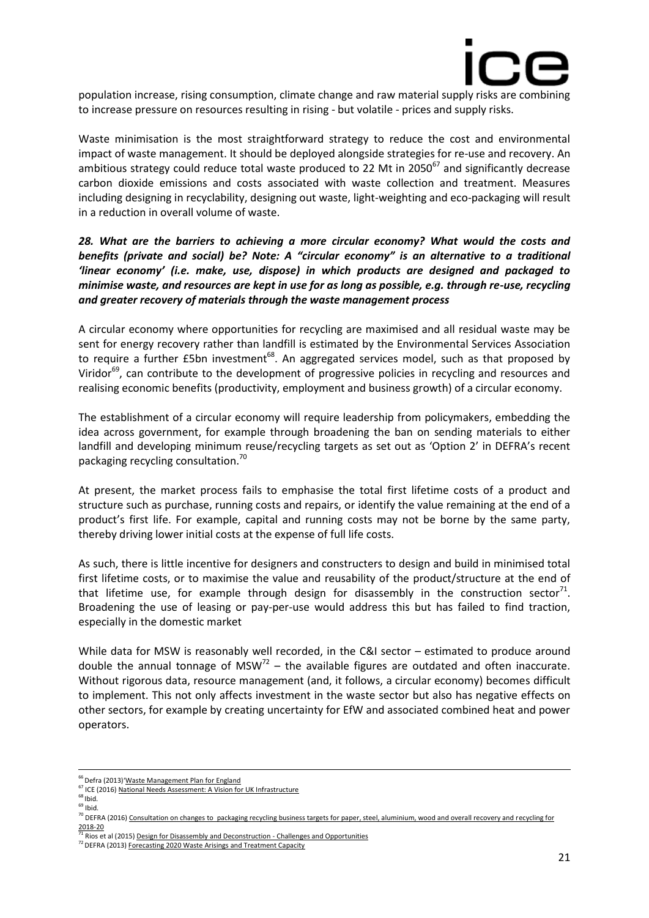population increase, rising consumption, climate change and raw material supply risks are combining to increase pressure on resources resulting in rising - but volatile - prices and supply risks.

Waste minimisation is the most straightforward strategy to reduce the cost and environmental impact of waste management. It should be deployed alongside strategies for re-use and recovery. An ambitious strategy could reduce total waste produced to 22 Mt in 2050[67] and significantly decrease carbon dioxide emissions and costs associated with waste collection and treatment. Measures including designing in recyclability, designing out waste, light-weighting and eco-packaging will result in a reduction in overall volume of waste.

***28. What are the barriers to achieving a more circular economy? What would the costs and benefits (private and social) be? Note: A "circular economy" is an alternative to a traditional 'linear economy' (i.e. make, use, dispose) in which products are designed and packaged to minimise waste, and resources are kept in use for as long as possible, e.g. through re-use, recycling and greater recovery of materials through the waste management process***

A circular economy where opportunities for recycling are maximised and all residual waste may be sent for energy recovery rather than landfill is estimated by the Environmental Services Association to require a further £5bn investment[68]. An aggregated services model, such as that proposed by Viridor[69], can contribute to the development of progressive policies in recycling and resources and realising economic benefits (productivity, employment and business growth) of a circular economy.

The establishment of a circular economy will require leadership from policymakers, embedding the idea across government, for example through broadening the ban on sending materials to either landfill and developing minimum reuse/recycling targets as set out as 'Option 2' in DEFRA's recent packaging recycling consultation.[70]

At present, the market process fails to emphasise the total first lifetime costs of a product and structure such as purchase, running costs and repairs, or identify the value remaining at the end of a product's first life. For example, capital and running costs may not be borne by the same party, thereby driving lower initial costs at the expense of full life costs.

As such, there is little incentive for designers and constructers to design and build in minimised total first lifetime costs, or to maximise the value and reusability of the product/structure at the end of that lifetime use, for example through design for disassembly in the construction sector[71]. Broadening the use of leasing or pay-per-use would address this but has failed to find traction, especially in the domestic market

While data for MSW is reasonably well recorded, in the C&I sector – estimated to produce around double the annual tonnage of MSW[72] – the available figures are outdated and often inaccurate. Without rigorous data, resource management (and, it follows, a circular economy) becomes difficult to implement. This not only affects investment in the waste sector but also has negative effects on other sectors, for example by creating uncertainty for EfW and associated combined heat and power operators.

---

[66] Defra (2013)'Waste Management Plan for England

[67] ICE (2016) National Needs Assessment: A Vision for UK Infrastructure

[68] Ibid.

[69] Ibid.

[70] DEFRA (2016) Consultation on changes to packaging recycling business targets for paper, steel, aluminium, wood and overall recovery and recycling for 2018-20

[71] Rios et al (2015) Design for Disassembly and Deconstruction - Challenges and Opportunities

[72] DEFRA (2013) Forecasting 2020 Waste Arisings and Treatment Capacity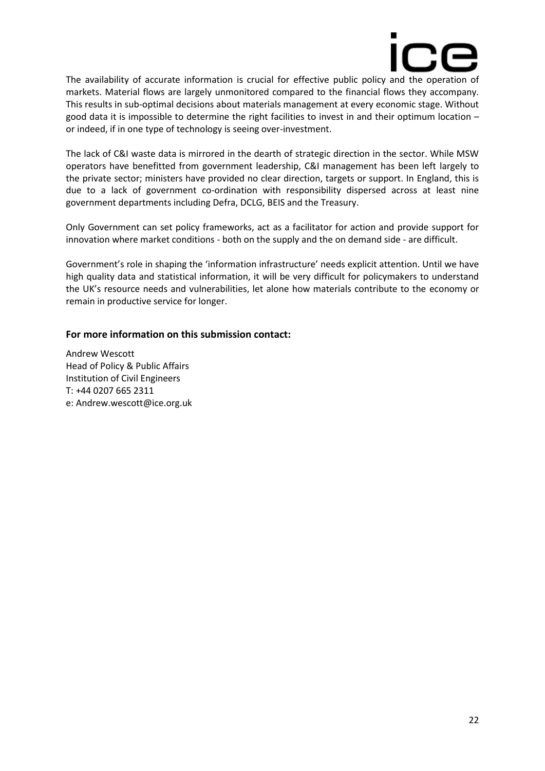The availability of accurate information is crucial for effective public policy and the operation of markets. Material flows are largely unmonitored compared to the financial flows they accompany. This results in sub-optimal decisions about materials management at every economic stage. Without good data it is impossible to determine the right facilities to invest in and their optimum location – or indeed, if in one type of technology is seeing over-investment.

The lack of C&I waste data is mirrored in the dearth of strategic direction in the sector. While MSW operators have benefitted from government leadership, C&I management has been left largely to the private sector; ministers have provided no clear direction, targets or support. In England, this is due to a lack of government co-ordination with responsibility dispersed across at least nine government departments including Defra, DCLG, BEIS and the Treasury.

Only Government can set policy frameworks, act as a facilitator for action and provide support for innovation where market conditions - both on the supply and the on demand side - are difficult.

Government's role in shaping the 'information infrastructure' needs explicit attention. Until we have high quality data and statistical information, it will be very difficult for policymakers to understand the UK's resource needs and vulnerabilities, let alone how materials contribute to the economy or remain in productive service for longer.

**For more information on this submission contact:**

Andrew Wescott  
Head of Policy & Public Affairs  
Institution of Civil Engineers  
T: +44 0207 665 2311  
e: Andrew.wescott@ice.org.uk